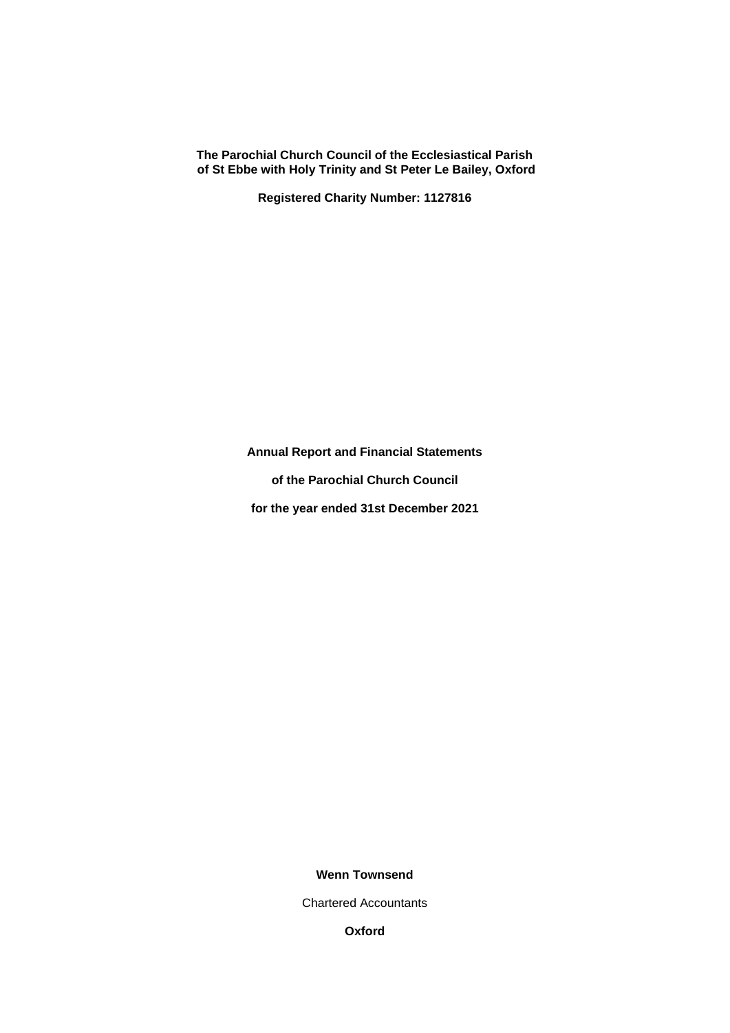**The Parochial Church Council of the Ecclesiastical Parish of St Ebbe with Holy Trinity and St Peter Le Bailey, Oxford**

**Registered Charity Number: 1127816**

**Annual Report and Financial Statements**

**of the Parochial Church Council**

**for the year ended 31st December 2021**

**Wenn Townsend**

Chartered Accountants

**Oxford**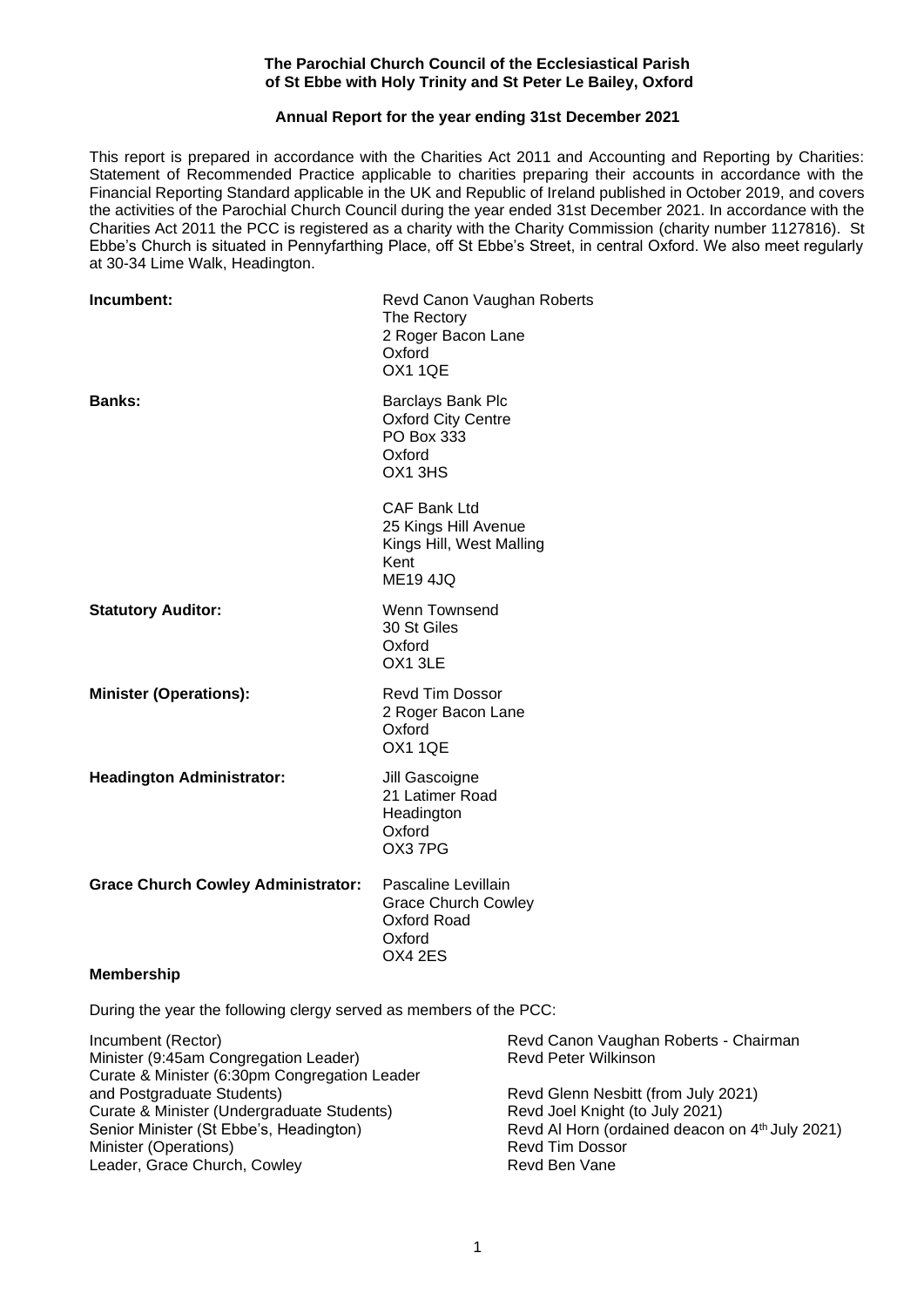**The Parochial Church Council of the Ecclesiastical Parish of St Ebbe with Holy Trinity and St Peter Le Bailey, Oxford**

**Annual Report for the year ending 31st December 2021**

This report is prepared in accordance with the Charities Act 2011 and Accounting and Reporting by Charities: Statement of Recommended Practice applicable to charities preparing their accounts in accordance with the Financial Reporting Standard applicable in the UK and Republic of Ireland published in October 2019, and covers the activities of the Parochial Church Council during the year ended 31st December 2021. In accordance with the Charities Act 2011 the PCC is registered as a charity with the Charity Commission (charity number 1127816). St Ebbe's Church is situated in Pennyfarthing Place, off St Ebbe's Street, in central Oxford. We also meet regularly at 30-34 Lime Walk, Headington.

| | |
|---|---|
| **Incumbent:** | Revd Canon Vaughan Roberts<br>The Rectory<br>2 Roger Bacon Lane<br>Oxford<br>OX1 1QE |
| **Banks:** | Barclays Bank Plc<br>Oxford City Centre<br>PO Box 333<br>Oxford<br>OX1 3HS |
| | CAF Bank Ltd<br>25 Kings Hill Avenue<br>Kings Hill, West Malling<br>Kent<br>ME19 4JQ |
| **Statutory Auditor:** | Wenn Townsend<br>30 St Giles<br>Oxford<br>OX1 3LE |
| **Minister (Operations):** | Revd Tim Dossor<br>2 Roger Bacon Lane<br>Oxford<br>OX1 1QE |
| **Headington Administrator:** | Jill Gascoigne<br>21 Latimer Road<br>Headington<br>Oxford<br>OX3 7PG |
| **Grace Church Cowley Administrator:** | Pascaline Levillain<br>Grace Church Cowley<br>Oxford Road<br>Oxford<br>OX4 2ES |

**Membership**

During the year the following clergy served as members of the PCC:

| | |
|---|---|
| Incumbent (Rector) | Revd Canon Vaughan Roberts - Chairman |
| Minister (9:45am Congregation Leader) | Revd Peter Wilkinson |
| Curate & Minister (6:30pm Congregation Leader and Postgraduate Students) | Revd Glenn Nesbitt (from July 2021) |
| Curate & Minister (Undergraduate Students) | Revd Joel Knight (to July 2021) |
| Senior Minister (St Ebbe's, Headington) | Revd Al Horn (ordained deacon on 4th July 2021) |
| Minister (Operations) | Revd Tim Dossor |
| Leader, Grace Church, Cowley | Revd Ben Vane |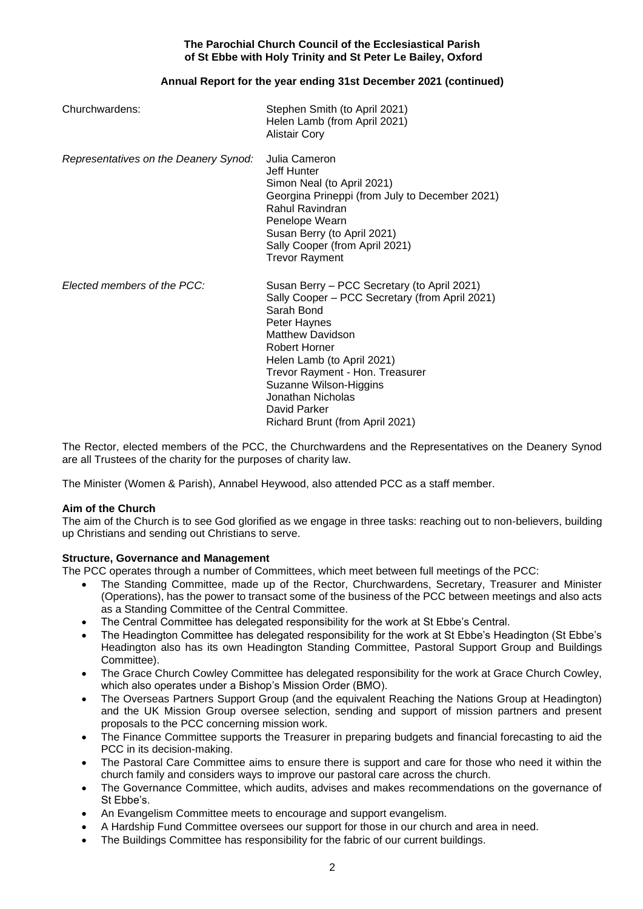**The Parochial Church Council of the Ecclesiastical Parish of St Ebbe with Holy Trinity and St Peter Le Bailey, Oxford**

**Annual Report for the year ending 31st December 2021 (continued)**

| | |
|---|---|
| Churchwardens: | Stephen Smith (to April 2021)<br>Helen Lamb (from April 2021)<br>Alistair Cory |
| *Representatives on the Deanery Synod:* | Julia Cameron<br>Jeff Hunter<br>Simon Neal (to April 2021)<br>Georgina Prineppi (from July to December 2021)<br>Rahul Ravindran<br>Penelope Wearn<br>Susan Berry (to April 2021)<br>Sally Cooper (from April 2021)<br>Trevor Rayment |
| *Elected members of the PCC:* | Susan Berry – PCC Secretary (to April 2021)<br>Sally Cooper – PCC Secretary (from April 2021)<br>Sarah Bond<br>Peter Haynes<br>Matthew Davidson<br>Robert Horner<br>Helen Lamb (to April 2021)<br>Trevor Rayment - Hon. Treasurer<br>Suzanne Wilson-Higgins<br>Jonathan Nicholas<br>David Parker<br>Richard Brunt (from April 2021) |

The Rector, elected members of the PCC, the Churchwardens and the Representatives on the Deanery Synod are all Trustees of the charity for the purposes of charity law.

The Minister (Women & Parish), Annabel Heywood, also attended PCC as a staff member.

**Aim of the Church**

The aim of the Church is to see God glorified as we engage in three tasks: reaching out to non-believers, building up Christians and sending out Christians to serve.

**Structure, Governance and Management**

The PCC operates through a number of Committees, which meet between full meetings of the PCC:

- The Standing Committee, made up of the Rector, Churchwardens, Secretary, Treasurer and Minister (Operations), has the power to transact some of the business of the PCC between meetings and also acts as a Standing Committee of the Central Committee.
- The Central Committee has delegated responsibility for the work at St Ebbe's Central.
- The Headington Committee has delegated responsibility for the work at St Ebbe's Headington (St Ebbe's Headington also has its own Headington Standing Committee, Pastoral Support Group and Buildings Committee).
- The Grace Church Cowley Committee has delegated responsibility for the work at Grace Church Cowley, which also operates under a Bishop's Mission Order (BMO).
- The Overseas Partners Support Group (and the equivalent Reaching the Nations Group at Headington) and the UK Mission Group oversee selection, sending and support of mission partners and present proposals to the PCC concerning mission work.
- The Finance Committee supports the Treasurer in preparing budgets and financial forecasting to aid the PCC in its decision-making.
- The Pastoral Care Committee aims to ensure there is support and care for those who need it within the church family and considers ways to improve our pastoral care across the church.
- The Governance Committee, which audits, advises and makes recommendations on the governance of St Ebbe's.
- An Evangelism Committee meets to encourage and support evangelism.
- A Hardship Fund Committee oversees our support for those in our church and area in need.
- The Buildings Committee has responsibility for the fabric of our current buildings.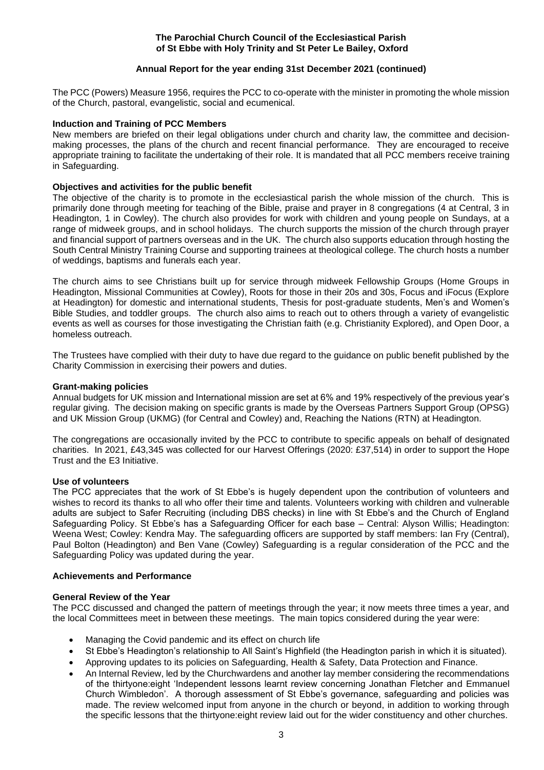**The Parochial Church Council of the Ecclesiastical Parish of St Ebbe with Holy Trinity and St Peter Le Bailey, Oxford**

**Annual Report for the year ending 31st December 2021 (continued)**

The PCC (Powers) Measure 1956, requires the PCC to co-operate with the minister in promoting the whole mission of the Church, pastoral, evangelistic, social and ecumenical.

**Induction and Training of PCC Members**

New members are briefed on their legal obligations under church and charity law, the committee and decision-making processes, the plans of the church and recent financial performance. They are encouraged to receive appropriate training to facilitate the undertaking of their role. It is mandated that all PCC members receive training in Safeguarding.

**Objectives and activities for the public benefit**

The objective of the charity is to promote in the ecclesiastical parish the whole mission of the church. This is primarily done through meeting for teaching of the Bible, praise and prayer in 8 congregations (4 at Central, 3 in Headington, 1 in Cowley). The church also provides for work with children and young people on Sundays, at a range of midweek groups, and in school holidays. The church supports the mission of the church through prayer and financial support of partners overseas and in the UK. The church also supports education through hosting the South Central Ministry Training Course and supporting trainees at theological college. The church hosts a number of weddings, baptisms and funerals each year.

The church aims to see Christians built up for service through midweek Fellowship Groups (Home Groups in Headington, Missional Communities at Cowley), Roots for those in their 20s and 30s, Focus and iFocus (Explore at Headington) for domestic and international students, Thesis for post-graduate students, Men's and Women's Bible Studies, and toddler groups. The church also aims to reach out to others through a variety of evangelistic events as well as courses for those investigating the Christian faith (e.g. Christianity Explored), and Open Door, a homeless outreach.

The Trustees have complied with their duty to have due regard to the guidance on public benefit published by the Charity Commission in exercising their powers and duties.

**Grant-making policies**

Annual budgets for UK mission and International mission are set at 6% and 19% respectively of the previous year's regular giving. The decision making on specific grants is made by the Overseas Partners Support Group (OPSG) and UK Mission Group (UKMG) (for Central and Cowley) and, Reaching the Nations (RTN) at Headington.

The congregations are occasionally invited by the PCC to contribute to specific appeals on behalf of designated charities. In 2021, £43,345 was collected for our Harvest Offerings (2020: £37,514) in order to support the Hope Trust and the E3 Initiative.

**Use of volunteers**

The PCC appreciates that the work of St Ebbe's is hugely dependent upon the contribution of volunteers and wishes to record its thanks to all who offer their time and talents. Volunteers working with children and vulnerable adults are subject to Safer Recruiting (including DBS checks) in line with St Ebbe's and the Church of England Safeguarding Policy. St Ebbe's has a Safeguarding Officer for each base – Central: Alyson Willis; Headington: Weena West; Cowley: Kendra May. The safeguarding officers are supported by staff members: Ian Fry (Central), Paul Bolton (Headington) and Ben Vane (Cowley) Safeguarding is a regular consideration of the PCC and the Safeguarding Policy was updated during the year.

**Achievements and Performance**

**General Review of the Year**

The PCC discussed and changed the pattern of meetings through the year; it now meets three times a year, and the local Committees meet in between these meetings. The main topics considered during the year were:

- Managing the Covid pandemic and its effect on church life
- St Ebbe's Headington's relationship to All Saint's Highfield (the Headington parish in which it is situated).
- Approving updates to its policies on Safeguarding, Health & Safety, Data Protection and Finance.
- An Internal Review, led by the Churchwardens and another lay member considering the recommendations of the thirtyone:eight 'Independent lessons learnt review concerning Jonathan Fletcher and Emmanuel Church Wimbledon'. A thorough assessment of St Ebbe's governance, safeguarding and policies was made. The review welcomed input from anyone in the church or beyond, in addition to working through the specific lessons that the thirtyone:eight review laid out for the wider constituency and other churches.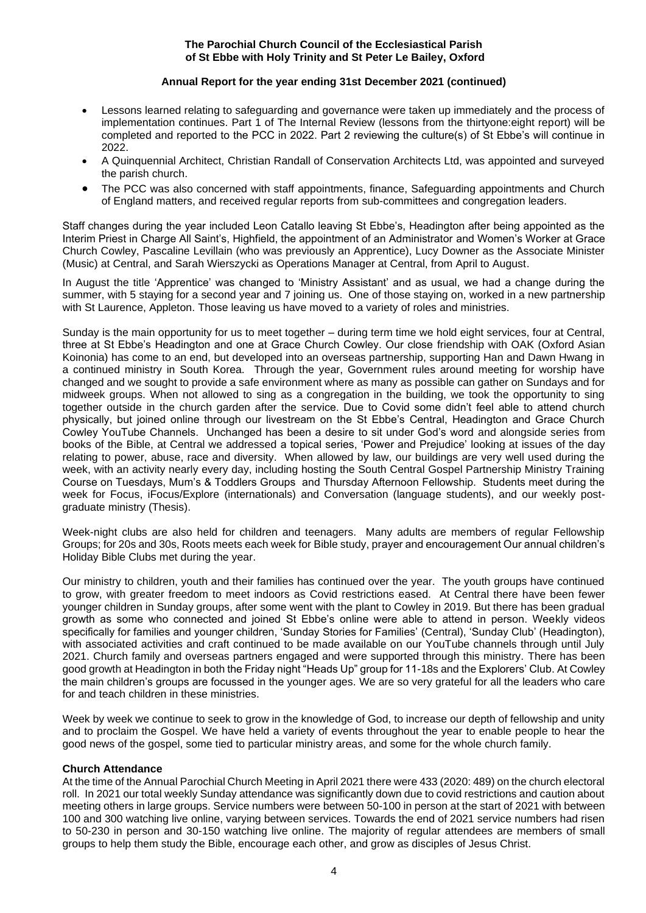- Lessons learned relating to safeguarding and governance were taken up immediately and the process of implementation continues. Part 1 of The Internal Review (lessons from the thirtyone:eight report) will be completed and reported to the PCC in 2022. Part 2 reviewing the culture(s) of St Ebbe's will continue in 2022.
- A Quinquennial Architect, Christian Randall of Conservation Architects Ltd, was appointed and surveyed the parish church.
- The PCC was also concerned with staff appointments, finance, Safeguarding appointments and Church of England matters, and received regular reports from sub-committees and congregation leaders.

Staff changes during the year included Leon Catallo leaving St Ebbe's, Headington after being appointed as the Interim Priest in Charge All Saint's, Highfield, the appointment of an Administrator and Women's Worker at Grace Church Cowley, Pascaline Levillain (who was previously an Apprentice), Lucy Downer as the Associate Minister (Music) at Central, and Sarah Wierszycki as Operations Manager at Central, from April to August.

In August the title 'Apprentice' was changed to 'Ministry Assistant' and as usual, we had a change during the summer, with 5 staying for a second year and 7 joining us. One of those staying on, worked in a new partnership with St Laurence, Appleton. Those leaving us have moved to a variety of roles and ministries.

Sunday is the main opportunity for us to meet together – during term time we hold eight services, four at Central, three at St Ebbe's Headington and one at Grace Church Cowley. Our close friendship with OAK (Oxford Asian Koinonia) has come to an end, but developed into an overseas partnership, supporting Han and Dawn Hwang in a continued ministry in South Korea. Through the year, Government rules around meeting for worship have changed and we sought to provide a safe environment where as many as possible can gather on Sundays and for midweek groups. When not allowed to sing as a congregation in the building, we took the opportunity to sing together outside in the church garden after the service. Due to Covid some didn't feel able to attend church physically, but joined online through our livestream on the St Ebbe's Central, Headington and Grace Church Cowley YouTube Channels. Unchanged has been a desire to sit under God's word and alongside series from books of the Bible, at Central we addressed a topical series, 'Power and Prejudice' looking at issues of the day relating to power, abuse, race and diversity. When allowed by law, our buildings are very well used during the week, with an activity nearly every day, including hosting the South Central Gospel Partnership Ministry Training Course on Tuesdays, Mum's & Toddlers Groups and Thursday Afternoon Fellowship. Students meet during the week for Focus, iFocus/Explore (internationals) and Conversation (language students), and our weekly post-graduate ministry (Thesis).

Week-night clubs are also held for children and teenagers. Many adults are members of regular Fellowship Groups; for 20s and 30s, Roots meets each week for Bible study, prayer and encouragement Our annual children's Holiday Bible Clubs met during the year.

Our ministry to children, youth and their families has continued over the year. The youth groups have continued to grow, with greater freedom to meet indoors as Covid restrictions eased. At Central there have been fewer younger children in Sunday groups, after some went with the plant to Cowley in 2019. But there has been gradual growth as some who connected and joined St Ebbe's online were able to attend in person. Weekly videos specifically for families and younger children, 'Sunday Stories for Families' (Central), 'Sunday Club' (Headington), with associated activities and craft continued to be made available on our YouTube channels through until July 2021. Church family and overseas partners engaged and were supported through this ministry. There has been good growth at Headington in both the Friday night "Heads Up" group for 11-18s and the Explorers' Club. At Cowley the main children's groups are focussed in the younger ages. We are so very grateful for all the leaders who care for and teach children in these ministries.

Week by week we continue to seek to grow in the knowledge of God, to increase our depth of fellowship and unity and to proclaim the Gospel. We have held a variety of events throughout the year to enable people to hear the good news of the gospel, some tied to particular ministry areas, and some for the whole church family.

**Church Attendance**

At the time of the Annual Parochial Church Meeting in April 2021 there were 433 (2020: 489) on the church electoral roll. In 2021 our total weekly Sunday attendance was significantly down due to covid restrictions and caution about meeting others in large groups. Service numbers were between 50-100 in person at the start of 2021 with between 100 and 300 watching live online, varying between services. Towards the end of 2021 service numbers had risen to 50-230 in person and 30-150 watching live online. The majority of regular attendees are members of small groups to help them study the Bible, encourage each other, and grow as disciples of Jesus Christ.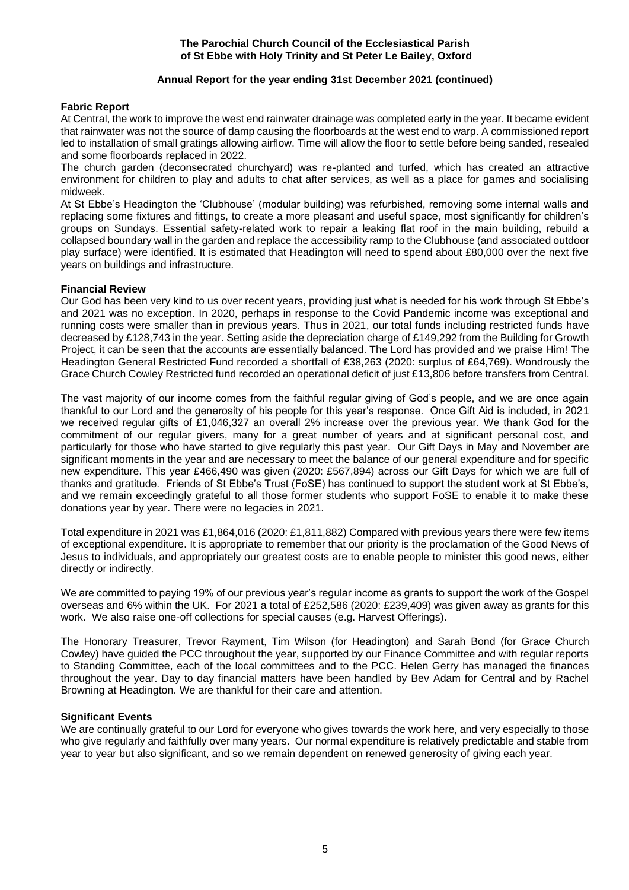**Fabric Report**

At Central, the work to improve the west end rainwater drainage was completed early in the year. It became evident that rainwater was not the source of damp causing the floorboards at the west end to warp. A commissioned report led to installation of small gratings allowing airflow. Time will allow the floor to settle before being sanded, resealed and some floorboards replaced in 2022.

The church garden (deconsecrated churchyard) was re-planted and turfed, which has created an attractive environment for children to play and adults to chat after services, as well as a place for games and socialising midweek.

At St Ebbe's Headington the 'Clubhouse' (modular building) was refurbished, removing some internal walls and replacing some fixtures and fittings, to create a more pleasant and useful space, most significantly for children's groups on Sundays. Essential safety-related work to repair a leaking flat roof in the main building, rebuild a collapsed boundary wall in the garden and replace the accessibility ramp to the Clubhouse (and associated outdoor play surface) were identified. It is estimated that Headington will need to spend about £80,000 over the next five years on buildings and infrastructure.

**Financial Review**

Our God has been very kind to us over recent years, providing just what is needed for his work through St Ebbe's and 2021 was no exception. In 2020, perhaps in response to the Covid Pandemic income was exceptional and running costs were smaller than in previous years. Thus in 2021, our total funds including restricted funds have decreased by £128,743 in the year. Setting aside the depreciation charge of £149,292 from the Building for Growth Project, it can be seen that the accounts are essentially balanced. The Lord has provided and we praise Him! The Headington General Restricted Fund recorded a shortfall of £38,263 (2020: surplus of £64,769). Wondrously the Grace Church Cowley Restricted fund recorded an operational deficit of just £13,806 before transfers from Central.

The vast majority of our income comes from the faithful regular giving of God's people, and we are once again thankful to our Lord and the generosity of his people for this year's response. Once Gift Aid is included, in 2021 we received regular gifts of £1,046,327 an overall 2% increase over the previous year. We thank God for the commitment of our regular givers, many for a great number of years and at significant personal cost, and particularly for those who have started to give regularly this past year. Our Gift Days in May and November are significant moments in the year and are necessary to meet the balance of our general expenditure and for specific new expenditure. This year £466,490 was given (2020: £567,894) across our Gift Days for which we are full of thanks and gratitude. Friends of St Ebbe's Trust (FoSE) has continued to support the student work at St Ebbe's, and we remain exceedingly grateful to all those former students who support FoSE to enable it to make these donations year by year. There were no legacies in 2021.

Total expenditure in 2021 was £1,864,016 (2020: £1,811,882) Compared with previous years there were few items of exceptional expenditure. It is appropriate to remember that our priority is the proclamation of the Good News of Jesus to individuals, and appropriately our greatest costs are to enable people to minister this good news, either directly or indirectly.

We are committed to paying 19% of our previous year's regular income as grants to support the work of the Gospel overseas and 6% within the UK. For 2021 a total of £252,586 (2020: £239,409) was given away as grants for this work. We also raise one-off collections for special causes (e.g. Harvest Offerings).

The Honorary Treasurer, Trevor Rayment, Tim Wilson (for Headington) and Sarah Bond (for Grace Church Cowley) have guided the PCC throughout the year, supported by our Finance Committee and with regular reports to Standing Committee, each of the local committees and to the PCC. Helen Gerry has managed the finances throughout the year. Day to day financial matters have been handled by Bev Adam for Central and by Rachel Browning at Headington. We are thankful for their care and attention.

**Significant Events**

We are continually grateful to our Lord for everyone who gives towards the work here, and very especially to those who give regularly and faithfully over many years. Our normal expenditure is relatively predictable and stable from year to year but also significant, and so we remain dependent on renewed generosity of giving each year.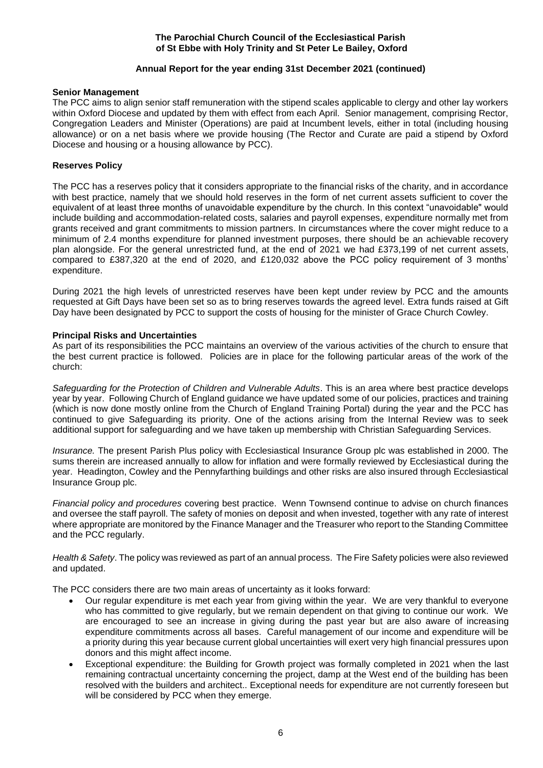**The Parochial Church Council of the Ecclesiastical Parish of St Ebbe with Holy Trinity and St Peter Le Bailey, Oxford**

**Annual Report for the year ending 31st December 2021 (continued)**

**Senior Management**

The PCC aims to align senior staff remuneration with the stipend scales applicable to clergy and other lay workers within Oxford Diocese and updated by them with effect from each April. Senior management, comprising Rector, Congregation Leaders and Minister (Operations) are paid at Incumbent levels, either in total (including housing allowance) or on a net basis where we provide housing (The Rector and Curate are paid a stipend by Oxford Diocese and housing or a housing allowance by PCC).

**Reserves Policy**

The PCC has a reserves policy that it considers appropriate to the financial risks of the charity, and in accordance with best practice, namely that we should hold reserves in the form of net current assets sufficient to cover the equivalent of at least three months of unavoidable expenditure by the church. In this context "unavoidable" would include building and accommodation-related costs, salaries and payroll expenses, expenditure normally met from grants received and grant commitments to mission partners. In circumstances where the cover might reduce to a minimum of 2.4 months expenditure for planned investment purposes, there should be an achievable recovery plan alongside. For the general unrestricted fund, at the end of 2021 we had £373,199 of net current assets, compared to £387,320 at the end of 2020, and £120,032 above the PCC policy requirement of 3 months' expenditure.

During 2021 the high levels of unrestricted reserves have been kept under review by PCC and the amounts requested at Gift Days have been set so as to bring reserves towards the agreed level. Extra funds raised at Gift Day have been designated by PCC to support the costs of housing for the minister of Grace Church Cowley.

**Principal Risks and Uncertainties**

As part of its responsibilities the PCC maintains an overview of the various activities of the church to ensure that the best current practice is followed. Policies are in place for the following particular areas of the work of the church:

*Safeguarding for the Protection of Children and Vulnerable Adults*. This is an area where best practice develops year by year. Following Church of England guidance we have updated some of our policies, practices and training (which is now done mostly online from the Church of England Training Portal) during the year and the PCC has continued to give Safeguarding its priority. One of the actions arising from the Internal Review was to seek additional support for safeguarding and we have taken up membership with Christian Safeguarding Services.

*Insurance.* The present Parish Plus policy with Ecclesiastical Insurance Group plc was established in 2000. The sums therein are increased annually to allow for inflation and were formally reviewed by Ecclesiastical during the year. Headington, Cowley and the Pennyfarthing buildings and other risks are also insured through Ecclesiastical Insurance Group plc.

*Financial policy and procedures* covering best practice. Wenn Townsend continue to advise on church finances and oversee the staff payroll. The safety of monies on deposit and when invested, together with any rate of interest where appropriate are monitored by the Finance Manager and the Treasurer who report to the Standing Committee and the PCC regularly.

*Health & Safety*. The policy was reviewed as part of an annual process. The Fire Safety policies were also reviewed and updated.

The PCC considers there are two main areas of uncertainty as it looks forward:

- Our regular expenditure is met each year from giving within the year. We are very thankful to everyone who has committed to give regularly, but we remain dependent on that giving to continue our work. We are encouraged to see an increase in giving during the past year but are also aware of increasing expenditure commitments across all bases. Careful management of our income and expenditure will be a priority during this year because current global uncertainties will exert very high financial pressures upon donors and this might affect income.
- Exceptional expenditure: the Building for Growth project was formally completed in 2021 when the last remaining contractual uncertainty concerning the project, damp at the West end of the building has been resolved with the builders and architect.. Exceptional needs for expenditure are not currently foreseen but will be considered by PCC when they emerge.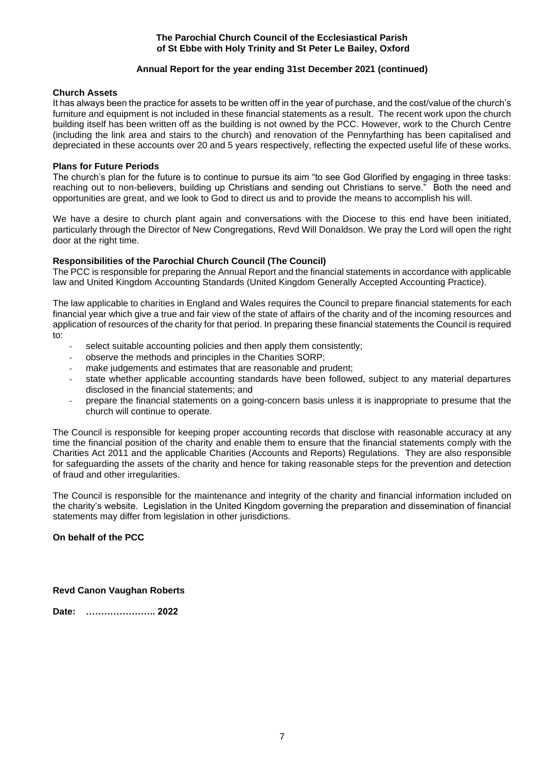**The Parochial Church Council of the Ecclesiastical Parish of St Ebbe with Holy Trinity and St Peter Le Bailey, Oxford**

**Annual Report for the year ending 31st December 2021 (continued)**

**Church Assets**

It has always been the practice for assets to be written off in the year of purchase, and the cost/value of the church's furniture and equipment is not included in these financial statements as a result. The recent work upon the church building itself has been written off as the building is not owned by the PCC. However, work to the Church Centre (including the link area and stairs to the church) and renovation of the Pennyfarthing has been capitalised and depreciated in these accounts over 20 and 5 years respectively, reflecting the expected useful life of these works.

**Plans for Future Periods**

The church's plan for the future is to continue to pursue its aim "to see God Glorified by engaging in three tasks: reaching out to non-believers, building up Christians and sending out Christians to serve." Both the need and opportunities are great, and we look to God to direct us and to provide the means to accomplish his will.

We have a desire to church plant again and conversations with the Diocese to this end have been initiated, particularly through the Director of New Congregations, Revd Will Donaldson. We pray the Lord will open the right door at the right time.

**Responsibilities of the Parochial Church Council (The Council)**

The PCC is responsible for preparing the Annual Report and the financial statements in accordance with applicable law and United Kingdom Accounting Standards (United Kingdom Generally Accepted Accounting Practice).

The law applicable to charities in England and Wales requires the Council to prepare financial statements for each financial year which give a true and fair view of the state of affairs of the charity and of the incoming resources and application of resources of the charity for that period. In preparing these financial statements the Council is required to:

- select suitable accounting policies and then apply them consistently;
- observe the methods and principles in the Charities SORP;
- make judgements and estimates that are reasonable and prudent;
- state whether applicable accounting standards have been followed, subject to any material departures disclosed in the financial statements; and
- prepare the financial statements on a going-concern basis unless it is inappropriate to presume that the church will continue to operate.

The Council is responsible for keeping proper accounting records that disclose with reasonable accuracy at any time the financial position of the charity and enable them to ensure that the financial statements comply with the Charities Act 2011 and the applicable Charities (Accounts and Reports) Regulations. They are also responsible for safeguarding the assets of the charity and hence for taking reasonable steps for the prevention and detection of fraud and other irregularities.

The Council is responsible for the maintenance and integrity of the charity and financial information included on the charity's website. Legislation in the United Kingdom governing the preparation and dissemination of financial statements may differ from legislation in other jurisdictions.

**On behalf of the PCC**

**Revd Canon Vaughan Roberts**

**Date: ………………….. 2022**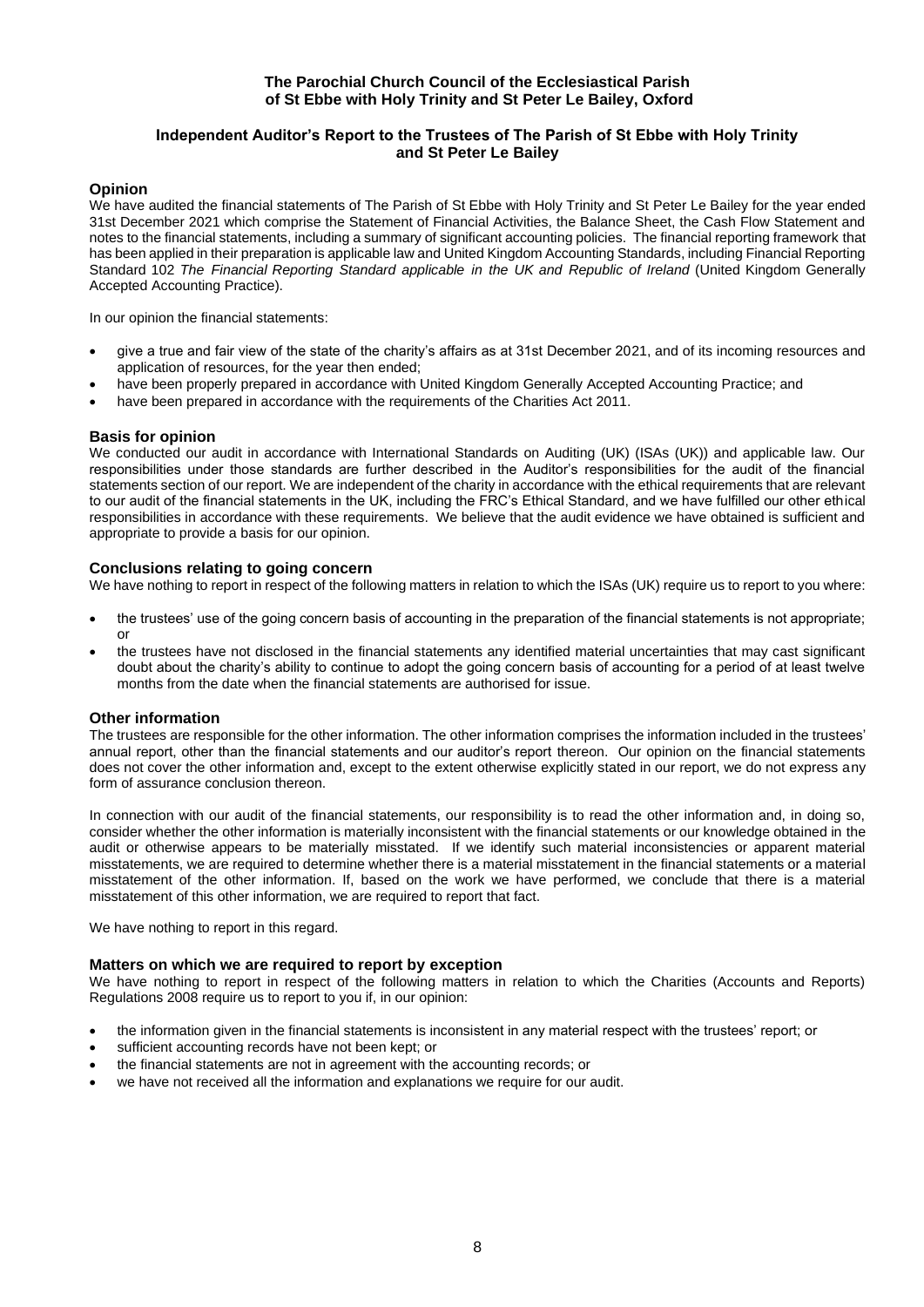**The Parochial Church Council of the Ecclesiastical Parish of St Ebbe with Holy Trinity and St Peter Le Bailey, Oxford**

## Independent Auditor's Report to the Trustees of The Parish of St Ebbe with Holy Trinity and St Peter Le Bailey

### Opinion

We have audited the financial statements of The Parish of St Ebbe with Holy Trinity and St Peter Le Bailey for the year ended 31st December 2021 which comprise the Statement of Financial Activities, the Balance Sheet, the Cash Flow Statement and notes to the financial statements, including a summary of significant accounting policies. The financial reporting framework that has been applied in their preparation is applicable law and United Kingdom Accounting Standards, including Financial Reporting Standard 102 *The Financial Reporting Standard applicable in the UK and Republic of Ireland* (United Kingdom Generally Accepted Accounting Practice).

In our opinion the financial statements:

- give a true and fair view of the state of the charity's affairs as at 31st December 2021, and of its incoming resources and application of resources, for the year then ended;
- have been properly prepared in accordance with United Kingdom Generally Accepted Accounting Practice; and
- have been prepared in accordance with the requirements of the Charities Act 2011.

### Basis for opinion

We conducted our audit in accordance with International Standards on Auditing (UK) (ISAs (UK)) and applicable law. Our responsibilities under those standards are further described in the Auditor's responsibilities for the audit of the financial statements section of our report. We are independent of the charity in accordance with the ethical requirements that are relevant to our audit of the financial statements in the UK, including the FRC's Ethical Standard, and we have fulfilled our other ethical responsibilities in accordance with these requirements. We believe that the audit evidence we have obtained is sufficient and appropriate to provide a basis for our opinion.

### Conclusions relating to going concern

We have nothing to report in respect of the following matters in relation to which the ISAs (UK) require us to report to you where:

- the trustees' use of the going concern basis of accounting in the preparation of the financial statements is not appropriate; or
- the trustees have not disclosed in the financial statements any identified material uncertainties that may cast significant doubt about the charity's ability to continue to adopt the going concern basis of accounting for a period of at least twelve months from the date when the financial statements are authorised for issue.

### Other information

The trustees are responsible for the other information. The other information comprises the information included in the trustees' annual report, other than the financial statements and our auditor's report thereon. Our opinion on the financial statements does not cover the other information and, except to the extent otherwise explicitly stated in our report, we do not express any form of assurance conclusion thereon.

In connection with our audit of the financial statements, our responsibility is to read the other information and, in doing so, consider whether the other information is materially inconsistent with the financial statements or our knowledge obtained in the audit or otherwise appears to be materially misstated. If we identify such material inconsistencies or apparent material misstatements, we are required to determine whether there is a material misstatement in the financial statements or a material misstatement of the other information. If, based on the work we have performed, we conclude that there is a material misstatement of this other information, we are required to report that fact.

We have nothing to report in this regard.

### Matters on which we are required to report by exception

We have nothing to report in respect of the following matters in relation to which the Charities (Accounts and Reports) Regulations 2008 require us to report to you if, in our opinion:

- the information given in the financial statements is inconsistent in any material respect with the trustees' report; or
- sufficient accounting records have not been kept; or
- the financial statements are not in agreement with the accounting records; or
- we have not received all the information and explanations we require for our audit.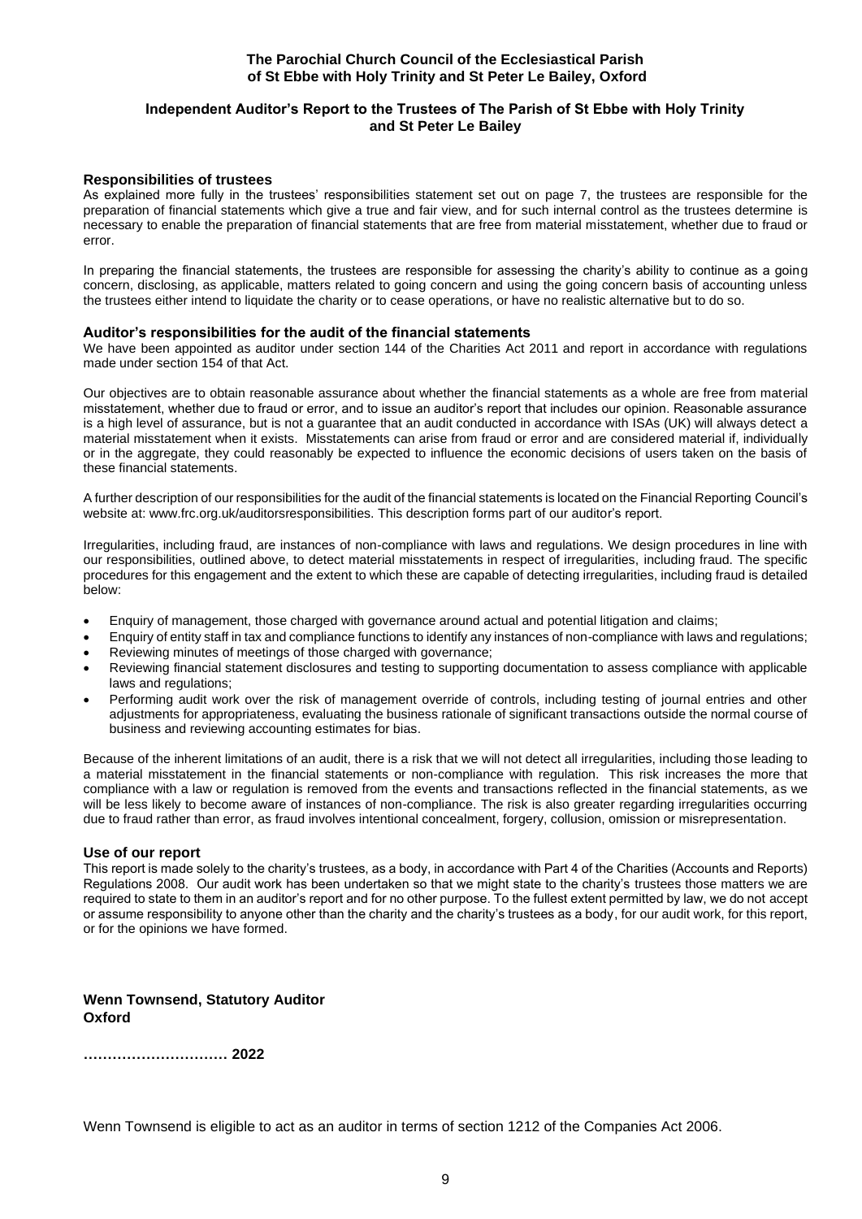**The Parochial Church Council of the Ecclesiastical Parish of St Ebbe with Holy Trinity and St Peter Le Bailey, Oxford**

**Independent Auditor's Report to the Trustees of The Parish of St Ebbe with Holy Trinity and St Peter Le Bailey**

### Responsibilities of trustees

As explained more fully in the trustees' responsibilities statement set out on page 7, the trustees are responsible for the preparation of financial statements which give a true and fair view, and for such internal control as the trustees determine is necessary to enable the preparation of financial statements that are free from material misstatement, whether due to fraud or error.

In preparing the financial statements, the trustees are responsible for assessing the charity's ability to continue as a going concern, disclosing, as applicable, matters related to going concern and using the going concern basis of accounting unless the trustees either intend to liquidate the charity or to cease operations, or have no realistic alternative but to do so.

### Auditor's responsibilities for the audit of the financial statements

We have been appointed as auditor under section 144 of the Charities Act 2011 and report in accordance with regulations made under section 154 of that Act.

Our objectives are to obtain reasonable assurance about whether the financial statements as a whole are free from material misstatement, whether due to fraud or error, and to issue an auditor's report that includes our opinion. Reasonable assurance is a high level of assurance, but is not a guarantee that an audit conducted in accordance with ISAs (UK) will always detect a material misstatement when it exists. Misstatements can arise from fraud or error and are considered material if, individually or in the aggregate, they could reasonably be expected to influence the economic decisions of users taken on the basis of these financial statements.

A further description of our responsibilities for the audit of the financial statements is located on the Financial Reporting Council's website at: www.frc.org.uk/auditorsresponsibilities. This description forms part of our auditor's report.

Irregularities, including fraud, are instances of non-compliance with laws and regulations. We design procedures in line with our responsibilities, outlined above, to detect material misstatements in respect of irregularities, including fraud. The specific procedures for this engagement and the extent to which these are capable of detecting irregularities, including fraud is detailed below:

- Enquiry of management, those charged with governance around actual and potential litigation and claims;
- Enquiry of entity staff in tax and compliance functions to identify any instances of non-compliance with laws and regulations;
- Reviewing minutes of meetings of those charged with governance;
- Reviewing financial statement disclosures and testing to supporting documentation to assess compliance with applicable laws and regulations;
- Performing audit work over the risk of management override of controls, including testing of journal entries and other adjustments for appropriateness, evaluating the business rationale of significant transactions outside the normal course of business and reviewing accounting estimates for bias.

Because of the inherent limitations of an audit, there is a risk that we will not detect all irregularities, including those leading to a material misstatement in the financial statements or non-compliance with regulation. This risk increases the more that compliance with a law or regulation is removed from the events and transactions reflected in the financial statements, as we will be less likely to become aware of instances of non-compliance. The risk is also greater regarding irregularities occurring due to fraud rather than error, as fraud involves intentional concealment, forgery, collusion, omission or misrepresentation.

### Use of our report

This report is made solely to the charity's trustees, as a body, in accordance with Part 4 of the Charities (Accounts and Reports) Regulations 2008. Our audit work has been undertaken so that we might state to the charity's trustees those matters we are required to state to them in an auditor's report and for no other purpose. To the fullest extent permitted by law, we do not accept or assume responsibility to anyone other than the charity and the charity's trustees as a body, for our audit work, for this report, or for the opinions we have formed.

**Wenn Townsend, Statutory Auditor**
**Oxford**

**………………………… 2022**

Wenn Townsend is eligible to act as an auditor in terms of section 1212 of the Companies Act 2006.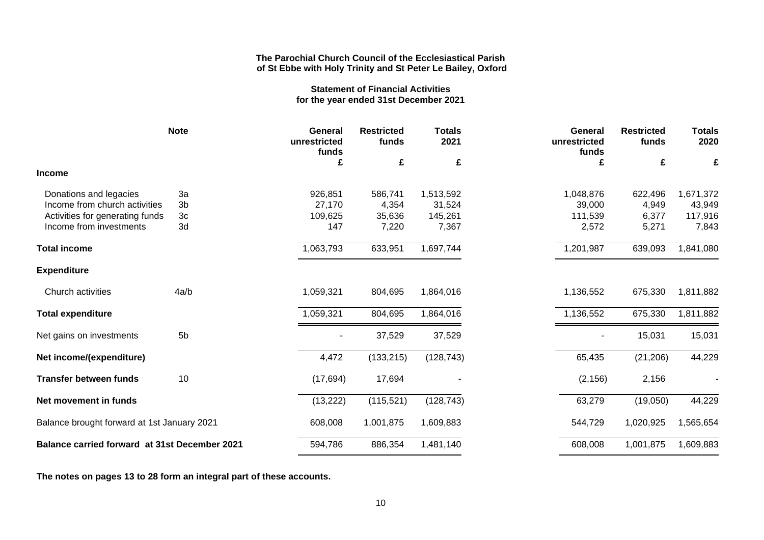**The Parochial Church Council of the Ecclesiastical Parish of St Ebbe with Holy Trinity and St Peter Le Bailey, Oxford**

**Statement of Financial Activities for the year ended 31st December 2021**

| | Note | General unrestricted funds | Restricted funds | Totals 2021 | General unrestricted funds | Restricted funds | Totals 2020 |
|---|---|---|---|---|---|---|---|
| | | £ | £ | £ | £ | £ | £ |
| **Income** | | | | | | | |
| Donations and legacies | 3a | 926,851 | 586,741 | 1,513,592 | 1,048,876 | 622,496 | 1,671,372 |
| Income from church activities | 3b | 27,170 | 4,354 | 31,524 | 39,000 | 4,949 | 43,949 |
| Activities for generating funds | 3c | 109,625 | 35,636 | 145,261 | 111,539 | 6,377 | 117,916 |
| Income from investments | 3d | 147 | 7,220 | 7,367 | 2,572 | 5,271 | 7,843 |
| **Total income** | | 1,063,793 | 633,951 | 1,697,744 | 1,201,987 | 639,093 | 1,841,080 |
| **Expenditure** | | | | | | | |
| Church activities | 4a/b | 1,059,321 | 804,695 | 1,864,016 | 1,136,552 | 675,330 | 1,811,882 |
| **Total expenditure** | | 1,059,321 | 804,695 | 1,864,016 | 1,136,552 | 675,330 | 1,811,882 |
| Net gains on investments | 5b | - | 37,529 | 37,529 | - | 15,031 | 15,031 |
| **Net income/(expenditure)** | | 4,472 | (133,215) | (128,743) | 65,435 | (21,206) | 44,229 |
| **Transfer between funds** | 10 | (17,694) | 17,694 | - | (2,156) | 2,156 | - |
| **Net movement in funds** | | (13,222) | (115,521) | (128,743) | 63,279 | (19,050) | 44,229 |
| Balance brought forward at 1st January 2021 | | 608,008 | 1,001,875 | 1,609,883 | 544,729 | 1,020,925 | 1,565,654 |
| **Balance carried forward at 31st December 2021** | | 594,786 | 886,354 | 1,481,140 | 608,008 | 1,001,875 | 1,609,883 |

**The notes on pages 13 to 28 form an integral part of these accounts.**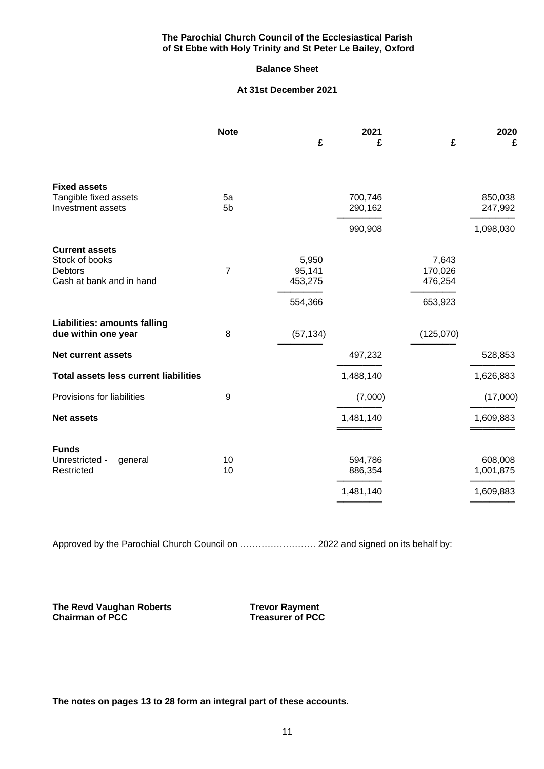**The Parochial Church Council of the Ecclesiastical Parish of St Ebbe with Holy Trinity and St Peter Le Bailey, Oxford**

**Balance Sheet**

**At 31st December 2021**

| | Note | 2021 £ | 2021 £ | 2020 £ | 2020 £ |
|---|---|---|---|---|---|
| **Fixed assets** | | | | | |
| Tangible fixed assets | 5a | | 700,746 | | 850,038 |
| Investment assets | 5b | | 290,162 | | 247,992 |
| | | | 990,908 | | 1,098,030 |
| **Current assets** | | | | | |
| Stock of books | | 5,950 | | 7,643 | |
| Debtors | 7 | 95,141 | | 170,026 | |
| Cash at bank and in hand | | 453,275 | | 476,254 | |
| | | 554,366 | | 653,923 | |
| **Liabilities: amounts falling due within one year** | 8 | (57,134) | | (125,070) | |
| **Net current assets** | | | 497,232 | | 528,853 |
| **Total assets less current liabilities** | | | 1,488,140 | | 1,626,883 |
| Provisions for liabilities | 9 | | (7,000) | | (17,000) |
| **Net assets** | | | 1,481,140 | | 1,609,883 |
| **Funds** | | | | | |
| Unrestricted - general | 10 | | 594,786 | | 608,008 |
| Restricted | 10 | | 886,354 | | 1,001,875 |
| | | | 1,481,140 | | 1,609,883 |

Approved by the Parochial Church Council on ……………………. 2022 and signed on its behalf by:

**The Revd Vaughan Roberts**
**Chairman of PCC**

**Trevor Rayment**
**Treasurer of PCC**

**The notes on pages 13 to 28 form an integral part of these accounts.**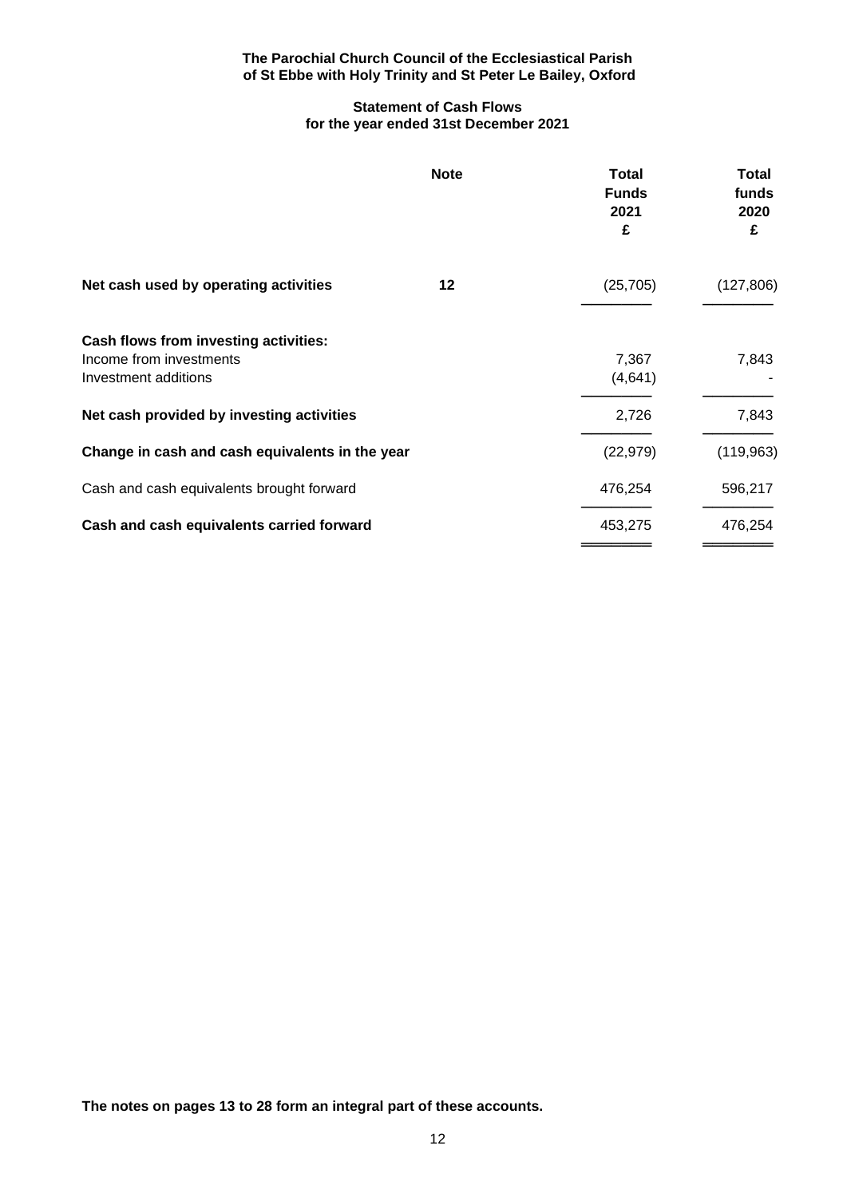**The Parochial Church Council of the Ecclesiastical Parish of St Ebbe with Holy Trinity and St Peter Le Bailey, Oxford**

## Statement of Cash Flows for the year ended 31st December 2021

| | Note | Total Funds 2021 £ | Total funds 2020 £ |
|---|---|---|---|
| **Net cash used by operating activities** | **12** | (25,705) | (127,806) |
| **Cash flows from investing activities:** | | | |
| Income from investments | | 7,367 | 7,843 |
| Investment additions | | (4,641) | - |
| **Net cash provided by investing activities** | | 2,726 | 7,843 |
| **Change in cash and cash equivalents in the year** | | (22,979) | (119,963) |
| Cash and cash equivalents brought forward | | 476,254 | 596,217 |
| **Cash and cash equivalents carried forward** | | 453,275 | 476,254 |

**The notes on pages 13 to 28 form an integral part of these accounts.**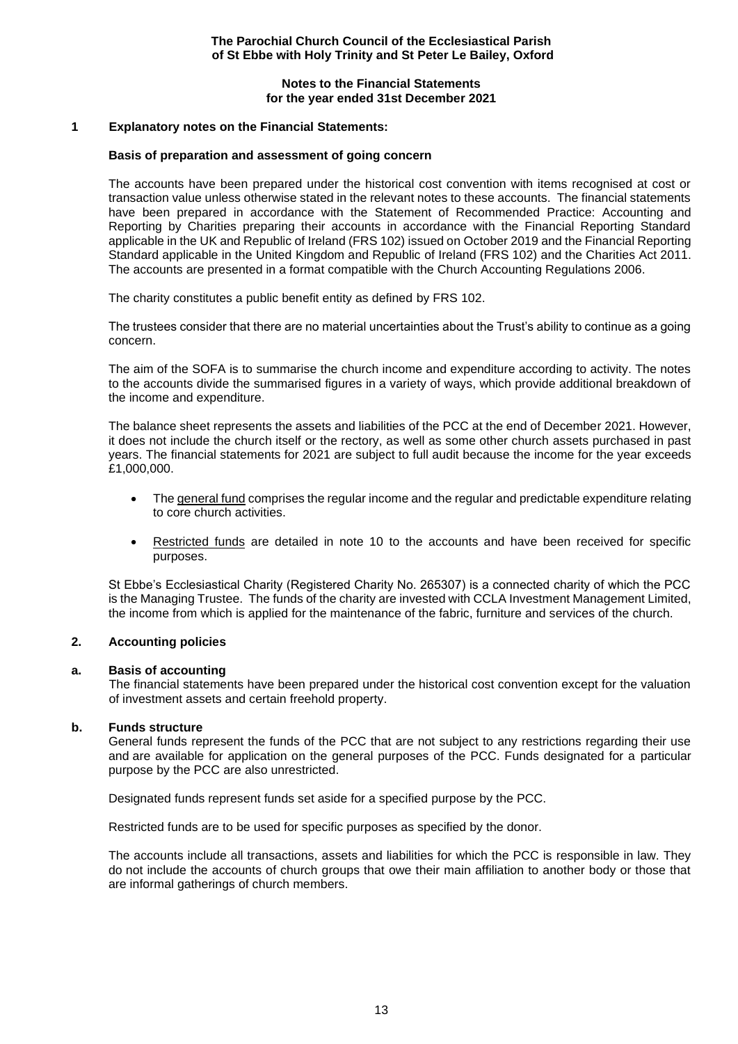**The Parochial Church Council of the Ecclesiastical Parish of St Ebbe with Holy Trinity and St Peter Le Bailey, Oxford**

**Notes to the Financial Statements for the year ended 31st December 2021**

## 1 Explanatory notes on the Financial Statements:

### Basis of preparation and assessment of going concern

The accounts have been prepared under the historical cost convention with items recognised at cost or transaction value unless otherwise stated in the relevant notes to these accounts. The financial statements have been prepared in accordance with the Statement of Recommended Practice: Accounting and Reporting by Charities preparing their accounts in accordance with the Financial Reporting Standard applicable in the UK and Republic of Ireland (FRS 102) issued on October 2019 and the Financial Reporting Standard applicable in the United Kingdom and Republic of Ireland (FRS 102) and the Charities Act 2011. The accounts are presented in a format compatible with the Church Accounting Regulations 2006.

The charity constitutes a public benefit entity as defined by FRS 102.

The trustees consider that there are no material uncertainties about the Trust's ability to continue as a going concern.

The aim of the SOFA is to summarise the church income and expenditure according to activity. The notes to the accounts divide the summarised figures in a variety of ways, which provide additional breakdown of the income and expenditure.

The balance sheet represents the assets and liabilities of the PCC at the end of December 2021. However, it does not include the church itself or the rectory, as well as some other church assets purchased in past years. The financial statements for 2021 are subject to full audit because the income for the year exceeds £1,000,000.

- The general fund comprises the regular income and the regular and predictable expenditure relating to core church activities.
- Restricted funds are detailed in note 10 to the accounts and have been received for specific purposes.

St Ebbe's Ecclesiastical Charity (Registered Charity No. 265307) is a connected charity of which the PCC is the Managing Trustee. The funds of the charity are invested with CCLA Investment Management Limited, the income from which is applied for the maintenance of the fabric, furniture and services of the church.

## 2. Accounting policies

### a. Basis of accounting

The financial statements have been prepared under the historical cost convention except for the valuation of investment assets and certain freehold property.

### b. Funds structure

General funds represent the funds of the PCC that are not subject to any restrictions regarding their use and are available for application on the general purposes of the PCC. Funds designated for a particular purpose by the PCC are also unrestricted.

Designated funds represent funds set aside for a specified purpose by the PCC.

Restricted funds are to be used for specific purposes as specified by the donor.

The accounts include all transactions, assets and liabilities for which the PCC is responsible in law. They do not include the accounts of church groups that owe their main affiliation to another body or those that are informal gatherings of church members.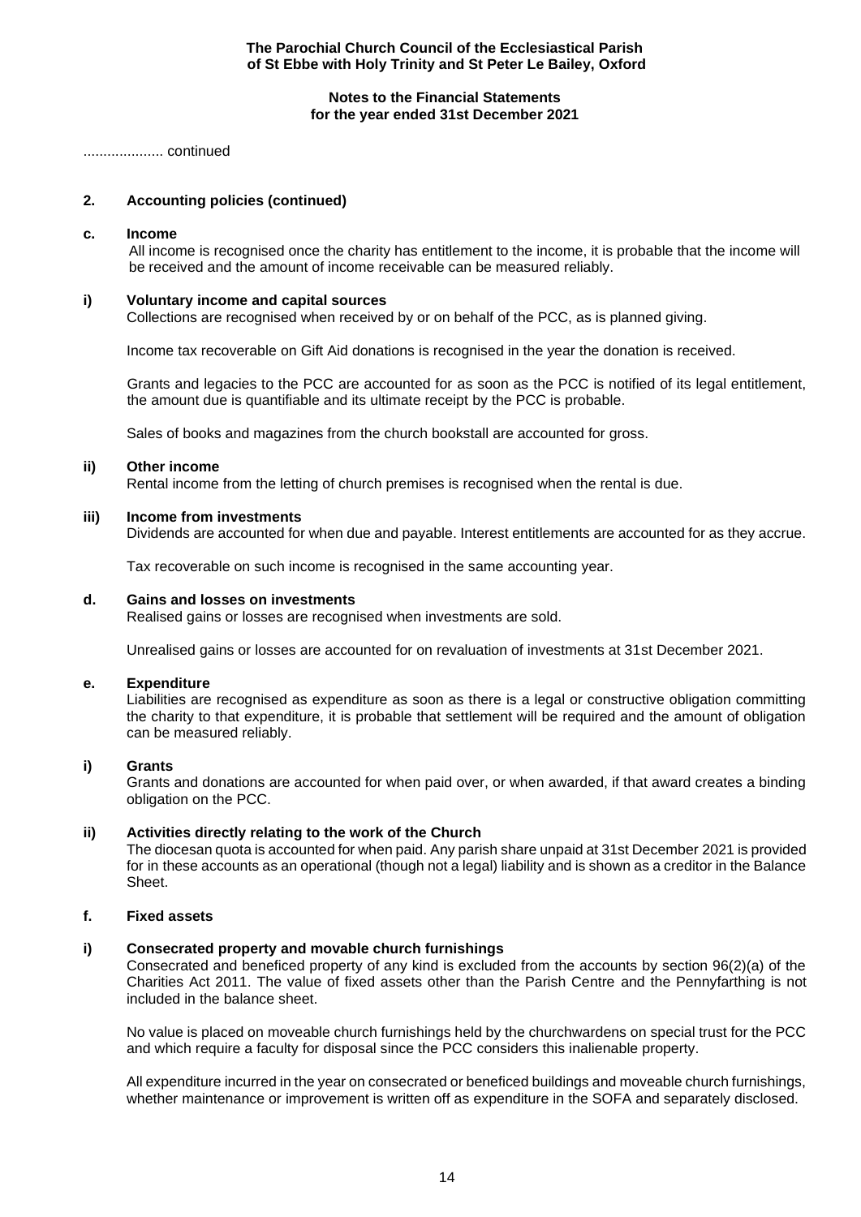**The Parochial Church Council of the Ecclesiastical Parish of St Ebbe with Holy Trinity and St Peter Le Bailey, Oxford**

**Notes to the Financial Statements for the year ended 31st December 2021**

.................... continued

## 2. Accounting policies (continued)

### c. Income

All income is recognised once the charity has entitlement to the income, it is probable that the income will be received and the amount of income receivable can be measured reliably.

#### i) Voluntary income and capital sources

Collections are recognised when received by or on behalf of the PCC, as is planned giving.

Income tax recoverable on Gift Aid donations is recognised in the year the donation is received.

Grants and legacies to the PCC are accounted for as soon as the PCC is notified of its legal entitlement, the amount due is quantifiable and its ultimate receipt by the PCC is probable.

Sales of books and magazines from the church bookstall are accounted for gross.

#### ii) Other income

Rental income from the letting of church premises is recognised when the rental is due.

#### iii) Income from investments

Dividends are accounted for when due and payable. Interest entitlements are accounted for as they accrue.

Tax recoverable on such income is recognised in the same accounting year.

### d. Gains and losses on investments

Realised gains or losses are recognised when investments are sold.

Unrealised gains or losses are accounted for on revaluation of investments at 31st December 2021.

### e. Expenditure

Liabilities are recognised as expenditure as soon as there is a legal or constructive obligation committing the charity to that expenditure, it is probable that settlement will be required and the amount of obligation can be measured reliably.

#### i) Grants

Grants and donations are accounted for when paid over, or when awarded, if that award creates a binding obligation on the PCC.

#### ii) Activities directly relating to the work of the Church

The diocesan quota is accounted for when paid. Any parish share unpaid at 31st December 2021 is provided for in these accounts as an operational (though not a legal) liability and is shown as a creditor in the Balance Sheet.

### f. Fixed assets

#### i) Consecrated property and movable church furnishings

Consecrated and beneficed property of any kind is excluded from the accounts by section 96(2)(a) of the Charities Act 2011. The value of fixed assets other than the Parish Centre and the Pennyfarthing is not included in the balance sheet.

No value is placed on moveable church furnishings held by the churchwardens on special trust for the PCC and which require a faculty for disposal since the PCC considers this inalienable property.

All expenditure incurred in the year on consecrated or beneficed buildings and moveable church furnishings, whether maintenance or improvement is written off as expenditure in the SOFA and separately disclosed.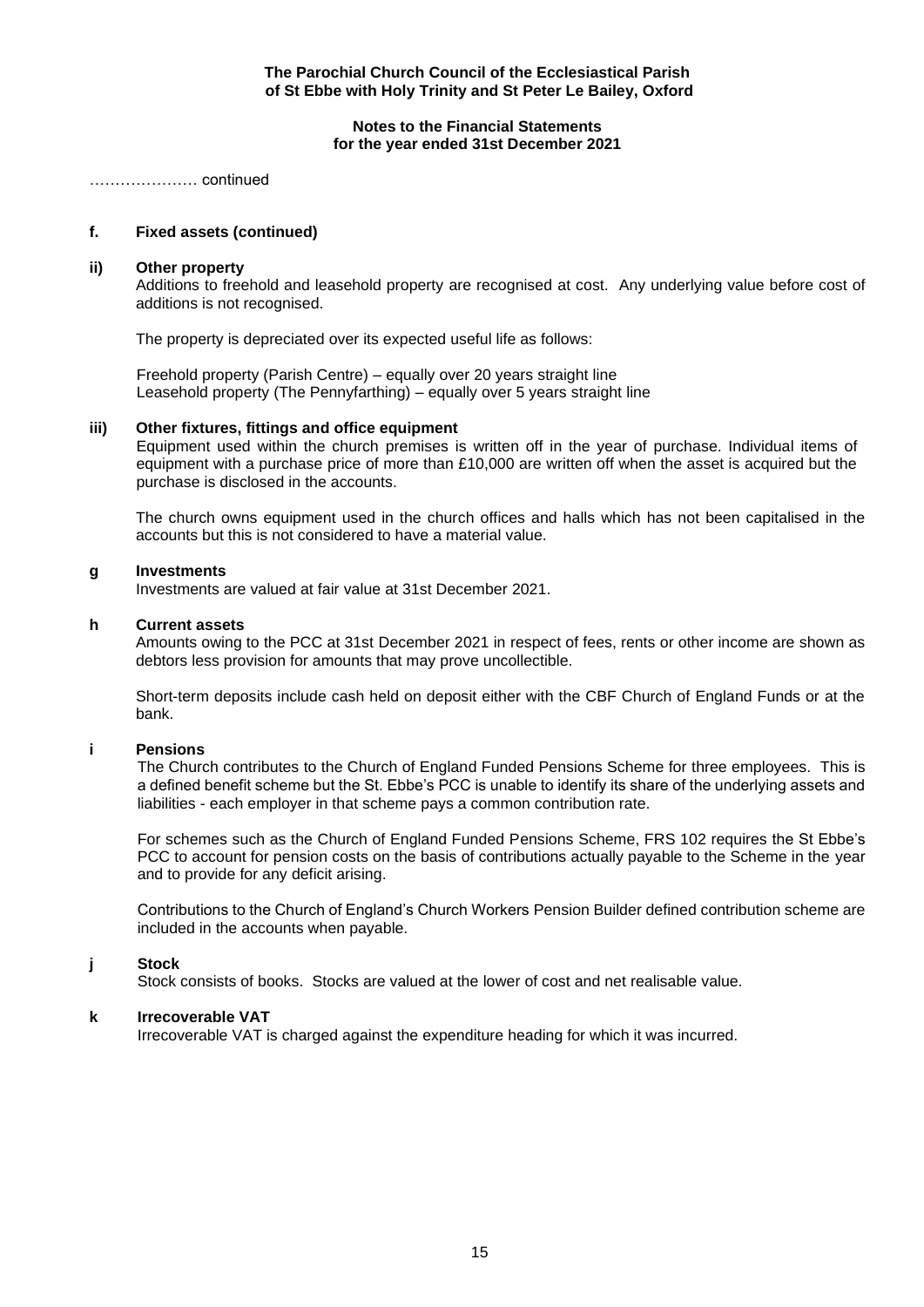**Notes to the Financial Statements**
**for the year ended 31st December 2021**

………………… continued

**f. Fixed assets (continued)**

**ii) Other property**

Additions to freehold and leasehold property are recognised at cost. Any underlying value before cost of additions is not recognised.

The property is depreciated over its expected useful life as follows:

Freehold property (Parish Centre) – equally over 20 years straight line
Leasehold property (The Pennyfarthing) – equally over 5 years straight line

**iii) Other fixtures, fittings and office equipment**

Equipment used within the church premises is written off in the year of purchase. Individual items of equipment with a purchase price of more than £10,000 are written off when the asset is acquired but the purchase is disclosed in the accounts.

The church owns equipment used in the church offices and halls which has not been capitalised in the accounts but this is not considered to have a material value.

**g Investments**

Investments are valued at fair value at 31st December 2021.

**h Current assets**

Amounts owing to the PCC at 31st December 2021 in respect of fees, rents or other income are shown as debtors less provision for amounts that may prove uncollectible.

Short-term deposits include cash held on deposit either with the CBF Church of England Funds or at the bank.

**i Pensions**

The Church contributes to the Church of England Funded Pensions Scheme for three employees. This is a defined benefit scheme but the St. Ebbe's PCC is unable to identify its share of the underlying assets and liabilities - each employer in that scheme pays a common contribution rate.

For schemes such as the Church of England Funded Pensions Scheme, FRS 102 requires the St Ebbe's PCC to account for pension costs on the basis of contributions actually payable to the Scheme in the year and to provide for any deficit arising.

Contributions to the Church of England's Church Workers Pension Builder defined contribution scheme are included in the accounts when payable.

**j Stock**

Stock consists of books. Stocks are valued at the lower of cost and net realisable value.

**k Irrecoverable VAT**

Irrecoverable VAT is charged against the expenditure heading for which it was incurred.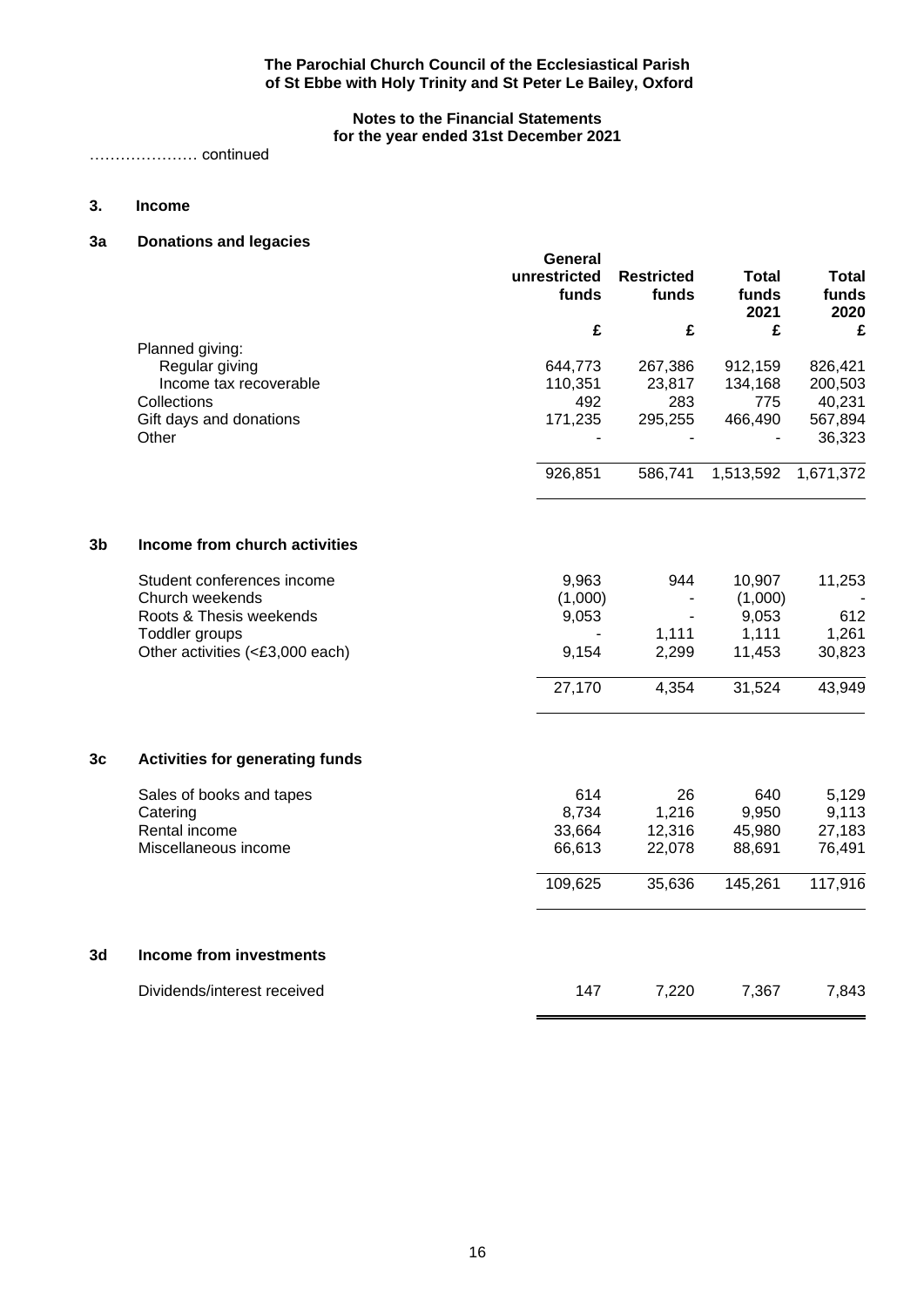…………………continued

## 3. Income

### 3a Donations and legacies

| | General unrestricted funds | Restricted funds | Total funds 2021 | Total funds 2020 |
|---|---|---|---|---|
| | £ | £ | £ | £ |
| Planned giving: | | | | |
| Regular giving | 644,773 | 267,386 | 912,159 | 826,421 |
| Income tax recoverable | 110,351 | 23,817 | 134,168 | 200,503 |
| Collections | 492 | 283 | 775 | 40,231 |
| Gift days and donations | 171,235 | 295,255 | 466,490 | 567,894 |
| Other | - | - | - | 36,323 |
| | 926,851 | 586,741 | 1,513,592 | 1,671,372 |

### 3b Income from church activities

| | General unrestricted funds | Restricted funds | Total funds 2021 | Total funds 2020 |
|---|---|---|---|---|
| Student conferences income | 9,963 | 944 | 10,907 | 11,253 |
| Church weekends | (1,000) | - | (1,000) | - |
| Roots & Thesis weekends | 9,053 | - | 9,053 | 612 |
| Toddler groups | - | 1,111 | 1,111 | 1,261 |
| Other activities (<£3,000 each) | 9,154 | 2,299 | 11,453 | 30,823 |
| | 27,170 | 4,354 | 31,524 | 43,949 |

### 3c Activities for generating funds

| | General unrestricted funds | Restricted funds | Total funds 2021 | Total funds 2020 |
|---|---|---|---|---|
| Sales of books and tapes | 614 | 26 | 640 | 5,129 |
| Catering | 8,734 | 1,216 | 9,950 | 9,113 |
| Rental income | 33,664 | 12,316 | 45,980 | 27,183 |
| Miscellaneous income | 66,613 | 22,078 | 88,691 | 76,491 |
| | 109,625 | 35,636 | 145,261 | 117,916 |

### 3d Income from investments

| | General unrestricted funds | Restricted funds | Total funds 2021 | Total funds 2020 |
|---|---|---|---|---|
| Dividends/interest received | 147 | 7,220 | 7,367 | 7,843 |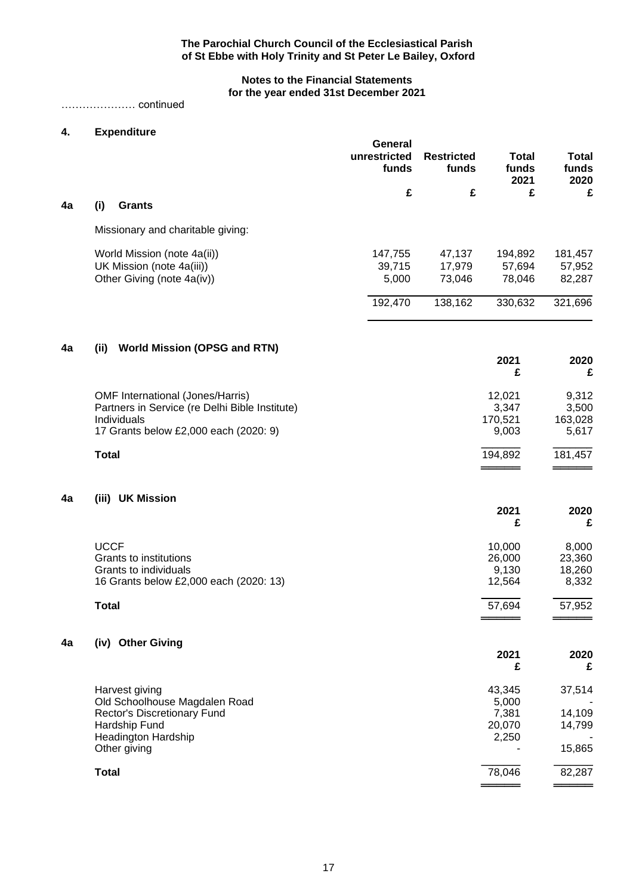**The Parochial Church Council of the Ecclesiastical Parish of St Ebbe with Holy Trinity and St Peter Le Bailey, Oxford**

**Notes to the Financial Statements for the year ended 31st December 2021**

………………… continued

## 4. Expenditure

### 4a (i) Grants

| | General unrestricted funds £ | Restricted funds £ | Total funds 2021 £ | Total funds 2020 £ |
|---|---|---|---|---|
| Missionary and charitable giving: | | | | |
| World Mission (note 4a(ii)) | 147,755 | 47,137 | 194,892 | 181,457 |
| UK Mission (note 4a(iii)) | 39,715 | 17,979 | 57,694 | 57,952 |
| Other Giving (note 4a(iv)) | 5,000 | 73,046 | 78,046 | 82,287 |
| | 192,470 | 138,162 | 330,632 | 321,696 |

### 4a (ii) World Mission (OPSG and RTN)

| | 2021 £ | 2020 £ |
|---|---|---|
| OMF International (Jones/Harris) | 12,021 | 9,312 |
| Partners in Service (re Delhi Bible Institute) | 3,347 | 3,500 |
| Individuals | 170,521 | 163,028 |
| 17 Grants below £2,000 each (2020: 9) | 9,003 | 5,617 |
| **Total** | 194,892 | 181,457 |

### 4a (iii) UK Mission

| | 2021 £ | 2020 £ |
|---|---|---|
| UCCF | 10,000 | 8,000 |
| Grants to institutions | 26,000 | 23,360 |
| Grants to individuals | 9,130 | 18,260 |
| 16 Grants below £2,000 each (2020: 13) | 12,564 | 8,332 |
| **Total** | 57,694 | 57,952 |

### 4a (iv) Other Giving

| | 2021 £ | 2020 £ |
|---|---|---|
| Harvest giving | 43,345 | 37,514 |
| Old Schoolhouse Magdalen Road | 5,000 | - |
| Rector's Discretionary Fund | 7,381 | 14,109 |
| Hardship Fund | 20,070 | 14,799 |
| Headington Hardship | 2,250 | - |
| Other giving | - | 15,865 |
| **Total** | 78,046 | 82,287 |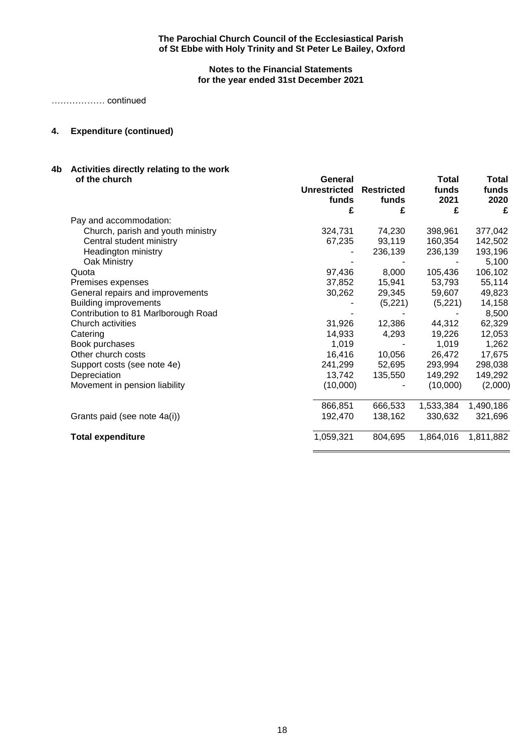……………… continued

## 4. Expenditure (continued)

### 4b Activities directly relating to the work of the church

| | General Unrestricted funds | Restricted funds | Total funds 2021 | Total funds 2020 |
|---|---|---|---|---|
| | £ | £ | £ | £ |
| Pay and accommodation: | | | | |
| Church, parish and youth ministry | 324,731 | 74,230 | 398,961 | 377,042 |
| Central student ministry | 67,235 | 93,119 | 160,354 | 142,502 |
| Headington ministry | - | 236,139 | 236,139 | 193,196 |
| Oak Ministry | - | - | - | 5,100 |
| Quota | 97,436 | 8,000 | 105,436 | 106,102 |
| Premises expenses | 37,852 | 15,941 | 53,793 | 55,114 |
| General repairs and improvements | 30,262 | 29,345 | 59,607 | 49,823 |
| Building improvements | - | (5,221) | (5,221) | 14,158 |
| Contribution to 81 Marlborough Road | - | - | - | 8,500 |
| Church activities | 31,926 | 12,386 | 44,312 | 62,329 |
| Catering | 14,933 | 4,293 | 19,226 | 12,053 |
| Book purchases | 1,019 | - | 1,019 | 1,262 |
| Other church costs | 16,416 | 10,056 | 26,472 | 17,675 |
| Support costs (see note 4e) | 241,299 | 52,695 | 293,994 | 298,038 |
| Depreciation | 13,742 | 135,550 | 149,292 | 149,292 |
| Movement in pension liability | (10,000) | - | (10,000) | (2,000) |
| | 866,851 | 666,533 | 1,533,384 | 1,490,186 |
| Grants paid (see note 4a(i)) | 192,470 | 138,162 | 330,632 | 321,696 |
| **Total expenditure** | 1,059,321 | 804,695 | 1,864,016 | 1,811,882 |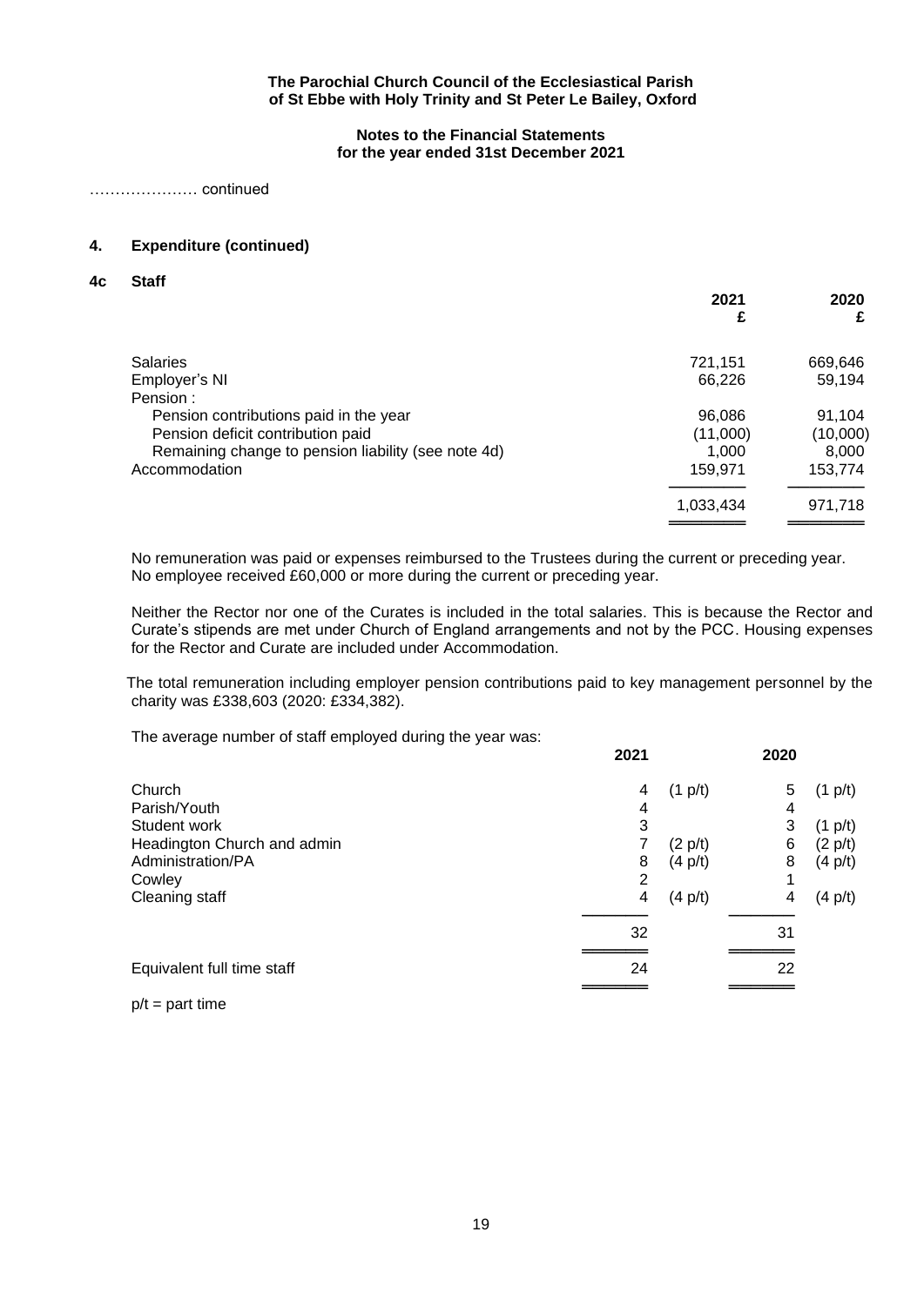**The Parochial Church Council of the Ecclesiastical Parish of St Ebbe with Holy Trinity and St Peter Le Bailey, Oxford**

**Notes to the Financial Statements for the year ended 31st December 2021**

………………… continued

## 4. Expenditure (continued)

### 4c Staff

| | 2021 £ | 2020 £ |
|---|---|---|
| Salaries | 721,151 | 669,646 |
| Employer's NI | 66,226 | 59,194 |
| Pension : | | |
| Pension contributions paid in the year | 96,086 | 91,104 |
| Pension deficit contribution paid | (11,000) | (10,000) |
| Remaining change to pension liability (see note 4d) | 1,000 | 8,000 |
| Accommodation | 159,971 | 153,774 |
| | 1,033,434 | 971,718 |

No remuneration was paid or expenses reimbursed to the Trustees during the current or preceding year. No employee received £60,000 or more during the current or preceding year.

Neither the Rector nor one of the Curates is included in the total salaries. This is because the Rector and Curate's stipends are met under Church of England arrangements and not by the PCC. Housing expenses for the Rector and Curate are included under Accommodation.

The total remuneration including employer pension contributions paid to key management personnel by the charity was £338,603 (2020: £334,382).

The average number of staff employed during the year was:

| | 2021 | | 2020 | |
|---|---|---|---|---|
| Church | 4 | (1 p/t) | 5 | (1 p/t) |
| Parish/Youth | 4 | | 4 | |
| Student work | 3 | | 3 | (1 p/t) |
| Headington Church and admin | 7 | (2 p/t) | 6 | (2 p/t) |
| Administration/PA | 8 | (4 p/t) | 8 | (4 p/t) |
| Cowley | 2 | | 1 | |
| Cleaning staff | 4 | (4 p/t) | 4 | (4 p/t) |
| | 32 | | 31 | |
| Equivalent full time staff | 24 | | 22 | |

p/t = part time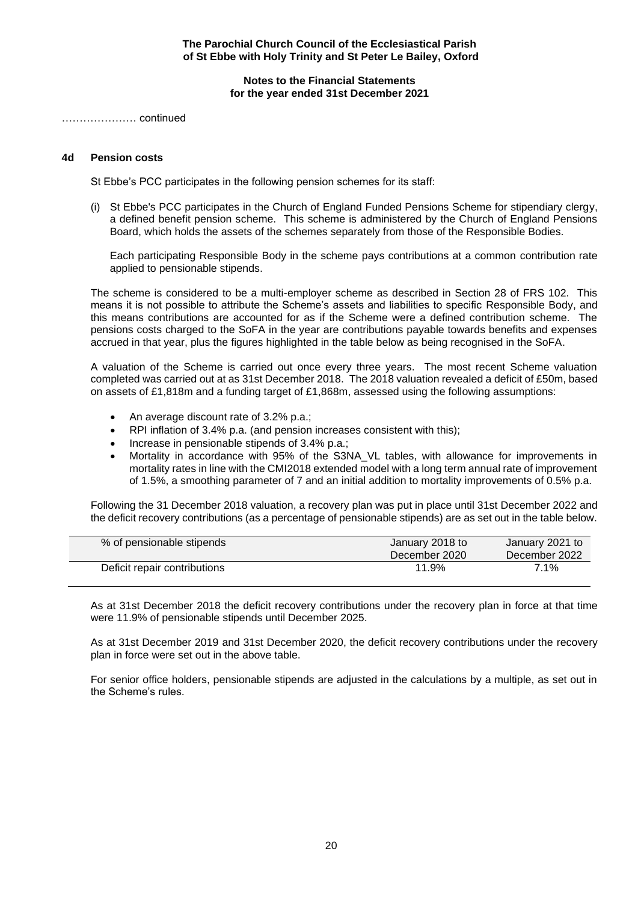………………… continued

### 4d Pension costs

St Ebbe's PCC participates in the following pension schemes for its staff:

(i) St Ebbe's PCC participates in the Church of England Funded Pensions Scheme for stipendiary clergy, a defined benefit pension scheme. This scheme is administered by the Church of England Pensions Board, which holds the assets of the schemes separately from those of the Responsible Bodies.

Each participating Responsible Body in the scheme pays contributions at a common contribution rate applied to pensionable stipends.

The scheme is considered to be a multi-employer scheme as described in Section 28 of FRS 102. This means it is not possible to attribute the Scheme's assets and liabilities to specific Responsible Body, and this means contributions are accounted for as if the Scheme were a defined contribution scheme. The pensions costs charged to the SoFA in the year are contributions payable towards benefits and expenses accrued in that year, plus the figures highlighted in the table below as being recognised in the SoFA.

A valuation of the Scheme is carried out once every three years. The most recent Scheme valuation completed was carried out at as 31st December 2018. The 2018 valuation revealed a deficit of £50m, based on assets of £1,818m and a funding target of £1,868m, assessed using the following assumptions:

- An average discount rate of 3.2% p.a.;
- RPI inflation of 3.4% p.a. (and pension increases consistent with this);
- Increase in pensionable stipends of 3.4% p.a.;
- Mortality in accordance with 95% of the S3NA_VL tables, with allowance for improvements in mortality rates in line with the CMI2018 extended model with a long term annual rate of improvement of 1.5%, a smoothing parameter of 7 and an initial addition to mortality improvements of 0.5% p.a.

Following the 31 December 2018 valuation, a recovery plan was put in place until 31st December 2022 and the deficit recovery contributions (as a percentage of pensionable stipends) are as set out in the table below.

| % of pensionable stipends | January 2018 to December 2020 | January 2021 to December 2022 |
|---|---|---|
| Deficit repair contributions | 11.9% | 7.1% |

As at 31st December 2018 the deficit recovery contributions under the recovery plan in force at that time were 11.9% of pensionable stipends until December 2025.

As at 31st December 2019 and 31st December 2020, the deficit recovery contributions under the recovery plan in force were set out in the above table.

For senior office holders, pensionable stipends are adjusted in the calculations by a multiple, as set out in the Scheme's rules.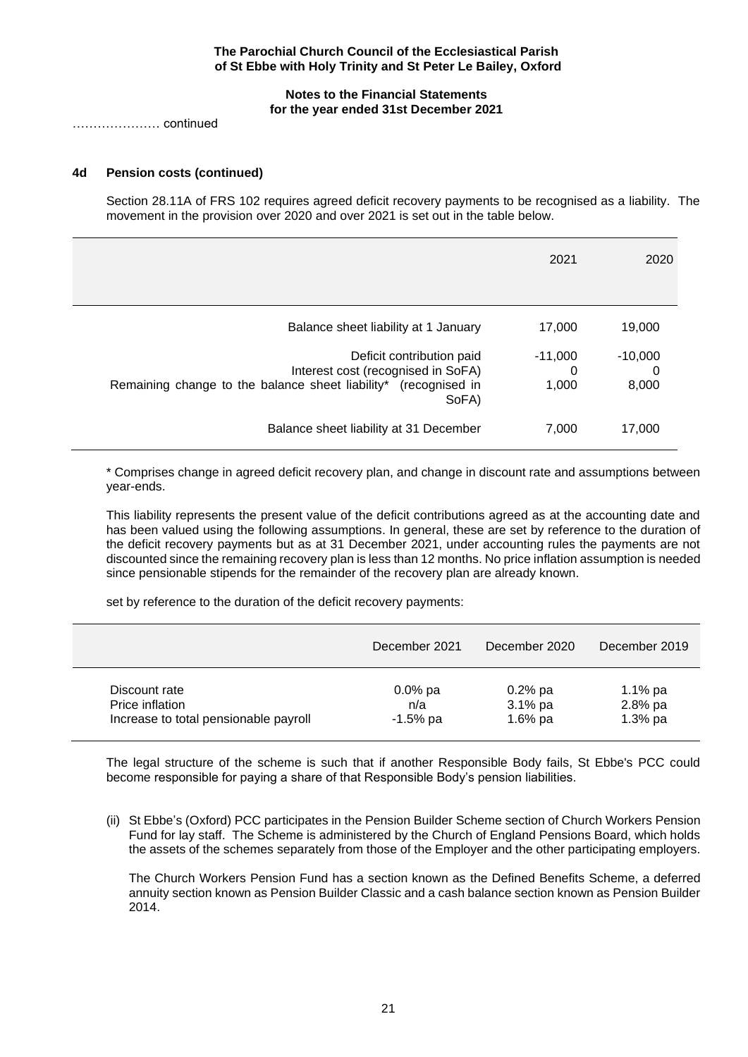**The Parochial Church Council of the Ecclesiastical Parish of St Ebbe with Holy Trinity and St Peter Le Bailey, Oxford**

**Notes to the Financial Statements for the year ended 31st December 2021**

………………… continued

### 4d Pension costs (continued)

Section 28.11A of FRS 102 requires agreed deficit recovery payments to be recognised as a liability. The movement in the provision over 2020 and over 2021 is set out in the table below.

| | 2021 | 2020 |
|---|---|---|
| Balance sheet liability at 1 January | 17,000 | 19,000 |
| Deficit contribution paid | -11,000 | -10,000 |
| Interest cost (recognised in SoFA) | 0 | 0 |
| Remaining change to the balance sheet liability* (recognised in SoFA) | 1,000 | 8,000 |
| Balance sheet liability at 31 December | 7,000 | 17,000 |

\* Comprises change in agreed deficit recovery plan, and change in discount rate and assumptions between year-ends.

This liability represents the present value of the deficit contributions agreed as at the accounting date and has been valued using the following assumptions. In general, these are set by reference to the duration of the deficit recovery payments but as at 31 December 2021, under accounting rules the payments are not discounted since the remaining recovery plan is less than 12 months. No price inflation assumption is needed since pensionable stipends for the remainder of the recovery plan are already known.

set by reference to the duration of the deficit recovery payments:

| | December 2021 | December 2020 | December 2019 |
|---|---|---|---|
| Discount rate | 0.0% pa | 0.2% pa | 1.1% pa |
| Price inflation | n/a | 3.1% pa | 2.8% pa |
| Increase to total pensionable payroll | -1.5% pa | 1.6% pa | 1.3% pa |

The legal structure of the scheme is such that if another Responsible Body fails, St Ebbe's PCC could become responsible for paying a share of that Responsible Body's pension liabilities.

(ii) St Ebbe's (Oxford) PCC participates in the Pension Builder Scheme section of Church Workers Pension Fund for lay staff. The Scheme is administered by the Church of England Pensions Board, which holds the assets of the schemes separately from those of the Employer and the other participating employers.

The Church Workers Pension Fund has a section known as the Defined Benefits Scheme, a deferred annuity section known as Pension Builder Classic and a cash balance section known as Pension Builder 2014.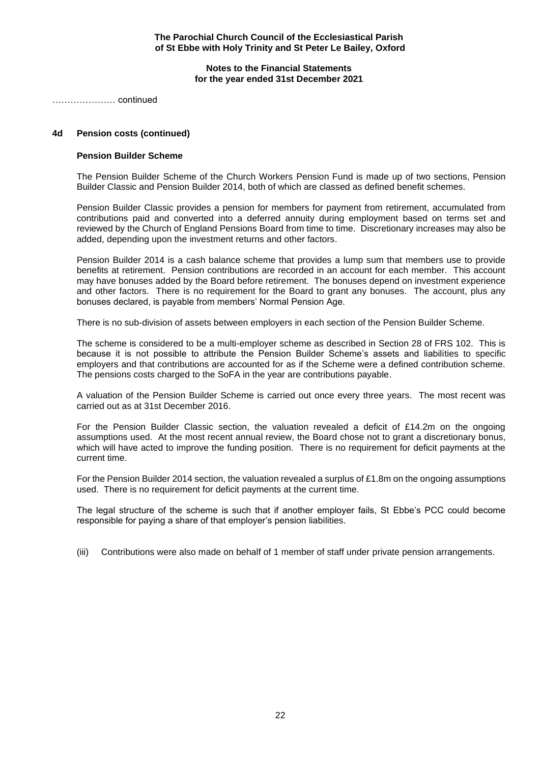………………… continued

## 4d Pension costs (continued)

**Pension Builder Scheme**

The Pension Builder Scheme of the Church Workers Pension Fund is made up of two sections, Pension Builder Classic and Pension Builder 2014, both of which are classed as defined benefit schemes.

Pension Builder Classic provides a pension for members for payment from retirement, accumulated from contributions paid and converted into a deferred annuity during employment based on terms set and reviewed by the Church of England Pensions Board from time to time. Discretionary increases may also be added, depending upon the investment returns and other factors.

Pension Builder 2014 is a cash balance scheme that provides a lump sum that members use to provide benefits at retirement. Pension contributions are recorded in an account for each member. This account may have bonuses added by the Board before retirement. The bonuses depend on investment experience and other factors. There is no requirement for the Board to grant any bonuses. The account, plus any bonuses declared, is payable from members' Normal Pension Age.

There is no sub-division of assets between employers in each section of the Pension Builder Scheme.

The scheme is considered to be a multi-employer scheme as described in Section 28 of FRS 102. This is because it is not possible to attribute the Pension Builder Scheme's assets and liabilities to specific employers and that contributions are accounted for as if the Scheme were a defined contribution scheme. The pensions costs charged to the SoFA in the year are contributions payable.

A valuation of the Pension Builder Scheme is carried out once every three years. The most recent was carried out as at 31st December 2016.

For the Pension Builder Classic section, the valuation revealed a deficit of £14.2m on the ongoing assumptions used. At the most recent annual review, the Board chose not to grant a discretionary bonus, which will have acted to improve the funding position. There is no requirement for deficit payments at the current time.

For the Pension Builder 2014 section, the valuation revealed a surplus of £1.8m on the ongoing assumptions used. There is no requirement for deficit payments at the current time.

The legal structure of the scheme is such that if another employer fails, St Ebbe's PCC could become responsible for paying a share of that employer's pension liabilities.

(iii) Contributions were also made on behalf of 1 member of staff under private pension arrangements.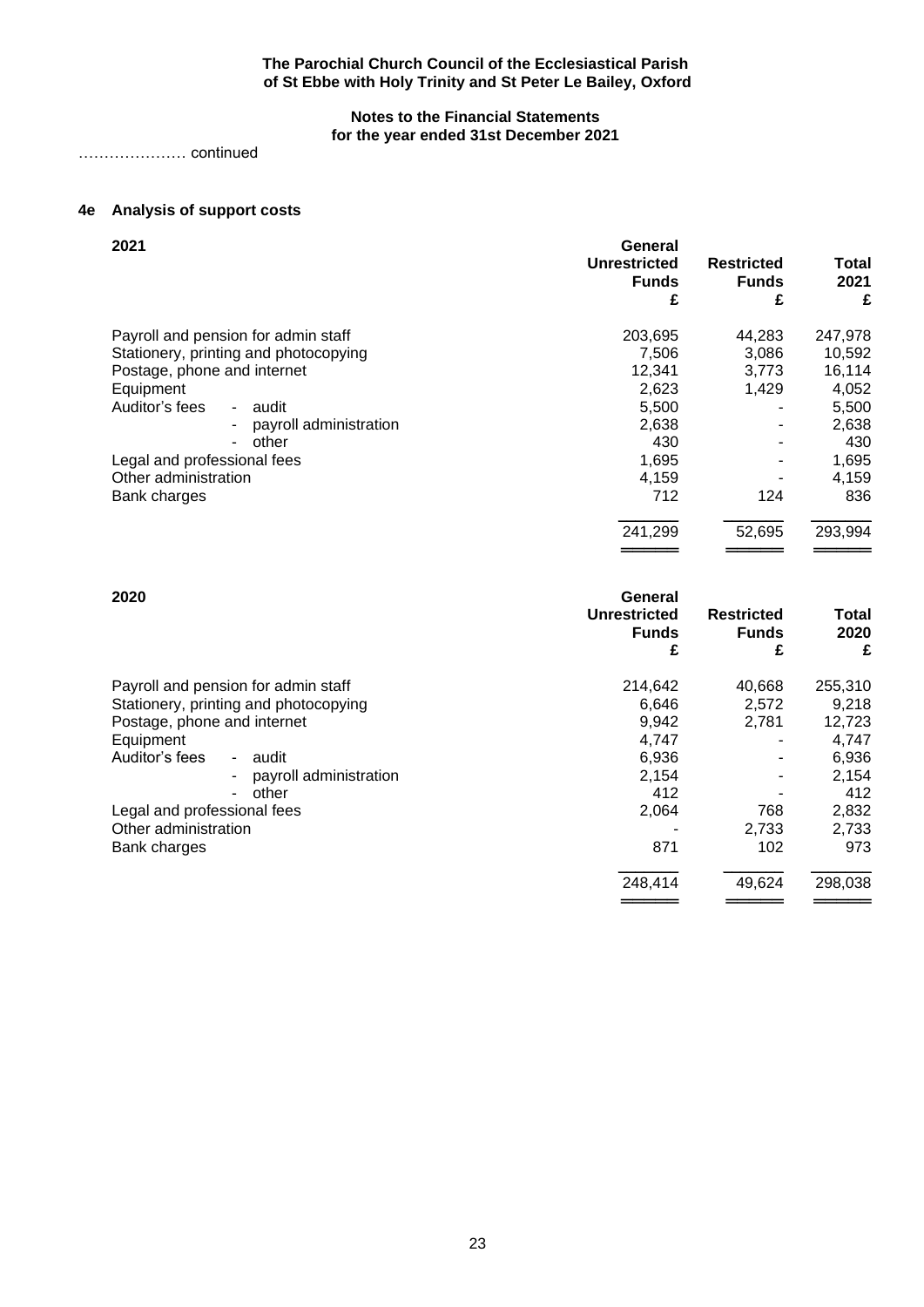The Parochial Church Council of the Ecclesiastical Parish of St Ebbe with Holy Trinity and St Peter Le Bailey, Oxford

**Notes to the Financial Statements**
**for the year ended 31st December 2021**

………………… continued

### 4e Analysis of support costs

| 2021 | General Unrestricted Funds £ | Restricted Funds £ | Total 2021 £ |
|---|---|---|---|
| Payroll and pension for admin staff | 203,695 | 44,283 | 247,978 |
| Stationery, printing and photocopying | 7,506 | 3,086 | 10,592 |
| Postage, phone and internet | 12,341 | 3,773 | 16,114 |
| Equipment | 2,623 | 1,429 | 4,052 |
| Auditor's fees - audit | 5,500 | - | 5,500 |
| - payroll administration | 2,638 | - | 2,638 |
| - other | 430 | - | 430 |
| Legal and professional fees | 1,695 | - | 1,695 |
| Other administration | 4,159 | - | 4,159 |
| Bank charges | 712 | 124 | 836 |
| | 241,299 | 52,695 | 293,994 |

| 2020 | General Unrestricted Funds £ | Restricted Funds £ | Total 2020 £ |
|---|---|---|---|
| Payroll and pension for admin staff | 214,642 | 40,668 | 255,310 |
| Stationery, printing and photocopying | 6,646 | 2,572 | 9,218 |
| Postage, phone and internet | 9,942 | 2,781 | 12,723 |
| Equipment | 4,747 | - | 4,747 |
| Auditor's fees - audit | 6,936 | - | 6,936 |
| - payroll administration | 2,154 | - | 2,154 |
| - other | 412 | - | 412 |
| Legal and professional fees | 2,064 | 768 | 2,832 |
| Other administration | - | 2,733 | 2,733 |
| Bank charges | 871 | 102 | 973 |
| | 248,414 | 49,624 | 298,038 |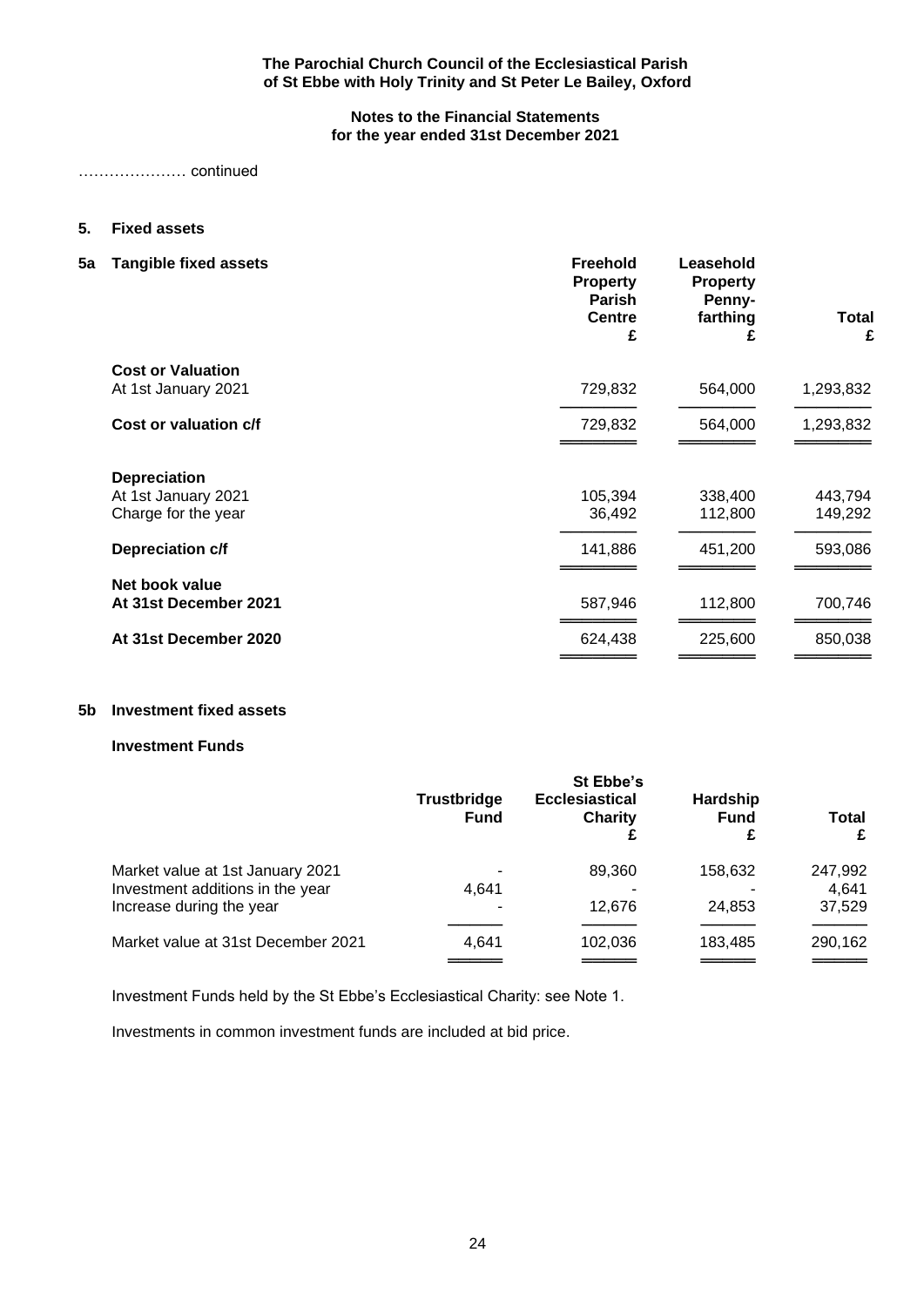………………… continued

## 5. Fixed assets

### 5a Tangible fixed assets

| | Freehold Property Parish Centre £ | Leasehold Property Penny-farthing £ | Total £ |
|---|---|---|---|
| **Cost or Valuation** | | | |
| At 1st January 2021 | 729,832 | 564,000 | 1,293,832 |
| **Cost or valuation c/f** | 729,832 | 564,000 | 1,293,832 |
| **Depreciation** | | | |
| At 1st January 2021 | 105,394 | 338,400 | 443,794 |
| Charge for the year | 36,492 | 112,800 | 149,292 |
| **Depreciation c/f** | 141,886 | 451,200 | 593,086 |
| **Net book value** | | | |
| **At 31st December 2021** | 587,946 | 112,800 | 700,746 |
| **At 31st December 2020** | 624,438 | 225,600 | 850,038 |

### 5b Investment fixed assets

**Investment Funds**

| | Trustbridge Fund | St Ebbe's Ecclesiastical Charity £ | Hardship Fund £ | Total £ |
|---|---|---|---|---|
| Market value at 1st January 2021 | - | 89,360 | 158,632 | 247,992 |
| Investment additions in the year | 4,641 | - | - | 4,641 |
| Increase during the year | - | 12,676 | 24,853 | 37,529 |
| Market value at 31st December 2021 | 4,641 | 102,036 | 183,485 | 290,162 |

Investment Funds held by the St Ebbe's Ecclesiastical Charity: see Note 1.

Investments in common investment funds are included at bid price.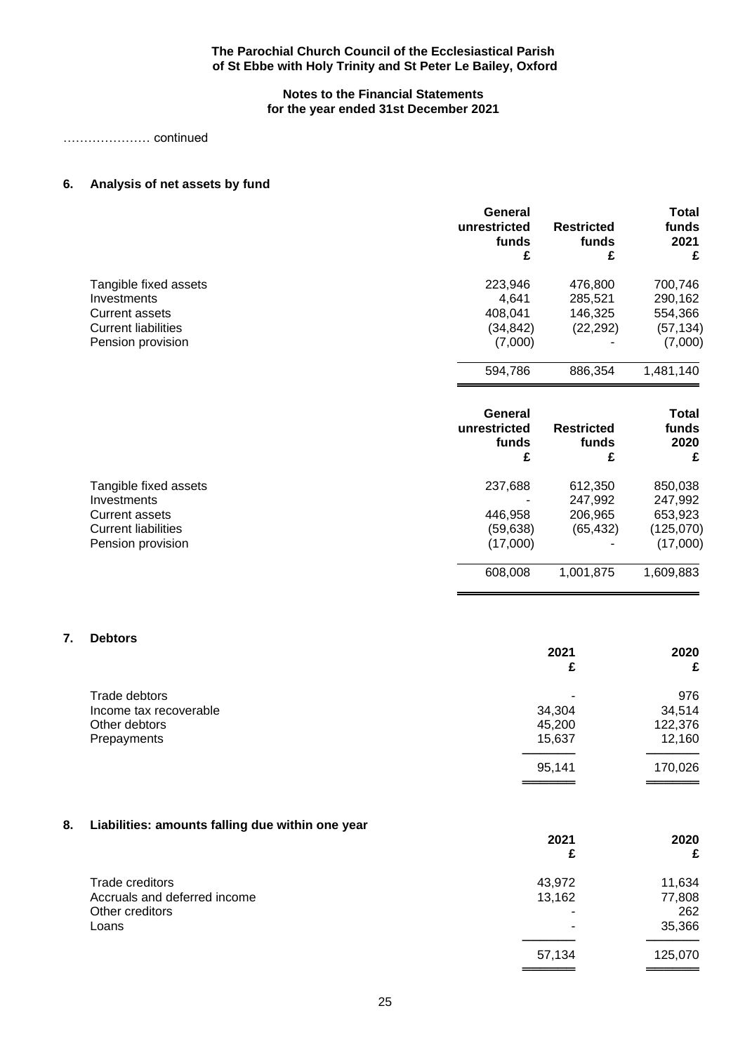…………………. continued

## 6. Analysis of net assets by fund

| | General unrestricted funds £ | Restricted funds £ | Total funds 2021 £ |
|---|---|---|---|
| Tangible fixed assets | 223,946 | 476,800 | 700,746 |
| Investments | 4,641 | 285,521 | 290,162 |
| Current assets | 408,041 | 146,325 | 554,366 |
| Current liabilities | (34,842) | (22,292) | (57,134) |
| Pension provision | (7,000) | - | (7,000) |
| | 594,786 | 886,354 | 1,481,140 |

| | General unrestricted funds £ | Restricted funds £ | Total funds 2020 £ |
|---|---|---|---|
| Tangible fixed assets | 237,688 | 612,350 | 850,038 |
| Investments | - | 247,992 | 247,992 |
| Current assets | 446,958 | 206,965 | 653,923 |
| Current liabilities | (59,638) | (65,432) | (125,070) |
| Pension provision | (17,000) | - | (17,000) |
| | 608,008 | 1,001,875 | 1,609,883 |

## 7. Debtors

| | 2021 £ | 2020 £ |
|---|---|---|
| Trade debtors | - | 976 |
| Income tax recoverable | 34,304 | 34,514 |
| Other debtors | 45,200 | 122,376 |
| Prepayments | 15,637 | 12,160 |
| | 95,141 | 170,026 |

## 8. Liabilities: amounts falling due within one year

| | 2021 £ | 2020 £ |
|---|---|---|
| Trade creditors | 43,972 | 11,634 |
| Accruals and deferred income | 13,162 | 77,808 |
| Other creditors | - | 262 |
| Loans | - | 35,366 |
| | 57,134 | 125,070 |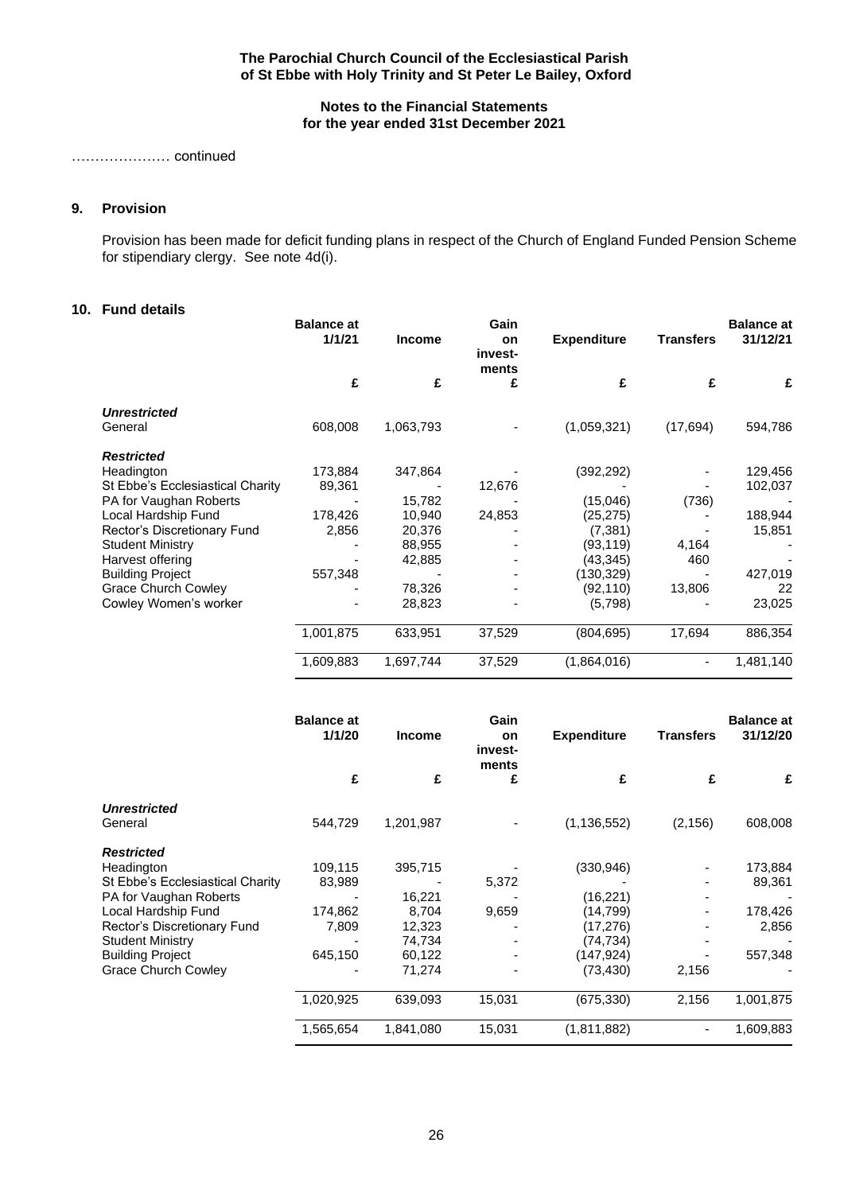# The Parochial Church Council of the Ecclesiastical Parish of St Ebbe with Holy Trinity and St Peter Le Bailey, Oxford

## Notes to the Financial Statements for the year ended 31st December 2021

………………… continued

### 9. Provision

Provision has been made for deficit funding plans in respect of the Church of England Funded Pension Scheme for stipendiary clergy. See note 4d(i).

### 10. Fund details

| | Balance at 1/1/21 | Income | Gain on invest-ments | Expenditure | Transfers | Balance at 31/12/21 |
|---|---|---|---|---|---|---|
| | £ | £ | £ | £ | £ | £ |
| ***Unrestricted*** | | | | | | |
| General | 608,008 | 1,063,793 | - | (1,059,321) | (17,694) | 594,786 |
| ***Restricted*** | | | | | | |
| Headington | 173,884 | 347,864 | - | (392,292) | - | 129,456 |
| St Ebbe's Ecclesiastical Charity | 89,361 | - | 12,676 | - | - | 102,037 |
| PA for Vaughan Roberts | - | 15,782 | - | (15,046) | (736) | - |
| Local Hardship Fund | 178,426 | 10,940 | 24,853 | (25,275) | - | 188,944 |
| Rector's Discretionary Fund | 2,856 | 20,376 | - | (7,381) | - | 15,851 |
| Student Ministry | - | 88,955 | - | (93,119) | 4,164 | - |
| Harvest offering | - | 42,885 | - | (43,345) | 460 | - |
| Building Project | 557,348 | - | - | (130,329) | - | 427,019 |
| Grace Church Cowley | - | 78,326 | - | (92,110) | 13,806 | 22 |
| Cowley Women's worker | - | 28,823 | - | (5,798) | - | 23,025 |
| | 1,001,875 | 633,951 | 37,529 | (804,695) | 17,694 | 886,354 |
| | 1,609,883 | 1,697,744 | 37,529 | (1,864,016) | - | 1,481,140 |

| | Balance at 1/1/20 | Income | Gain on invest-ments | Expenditure | Transfers | Balance at 31/12/20 |
|---|---|---|---|---|---|---|
| | £ | £ | £ | £ | £ | £ |
| ***Unrestricted*** | | | | | | |
| General | 544,729 | 1,201,987 | - | (1,136,552) | (2,156) | 608,008 |
| ***Restricted*** | | | | | | |
| Headington | 109,115 | 395,715 | - | (330,946) | - | 173,884 |
| St Ebbe's Ecclesiastical Charity | 83,989 | - | 5,372 | - | - | 89,361 |
| PA for Vaughan Roberts | - | 16,221 | - | (16,221) | - | - |
| Local Hardship Fund | 174,862 | 8,704 | 9,659 | (14,799) | - | 178,426 |
| Rector's Discretionary Fund | 7,809 | 12,323 | - | (17,276) | - | 2,856 |
| Student Ministry | - | 74,734 | - | (74,734) | - | - |
| Building Project | 645,150 | 60,122 | - | (147,924) | - | 557,348 |
| Grace Church Cowley | - | 71,274 | - | (73,430) | 2,156 | - |
| | 1,020,925 | 639,093 | 15,031 | (675,330) | 2,156 | 1,001,875 |
| | 1,565,654 | 1,841,080 | 15,031 | (1,811,882) | - | 1,609,883 |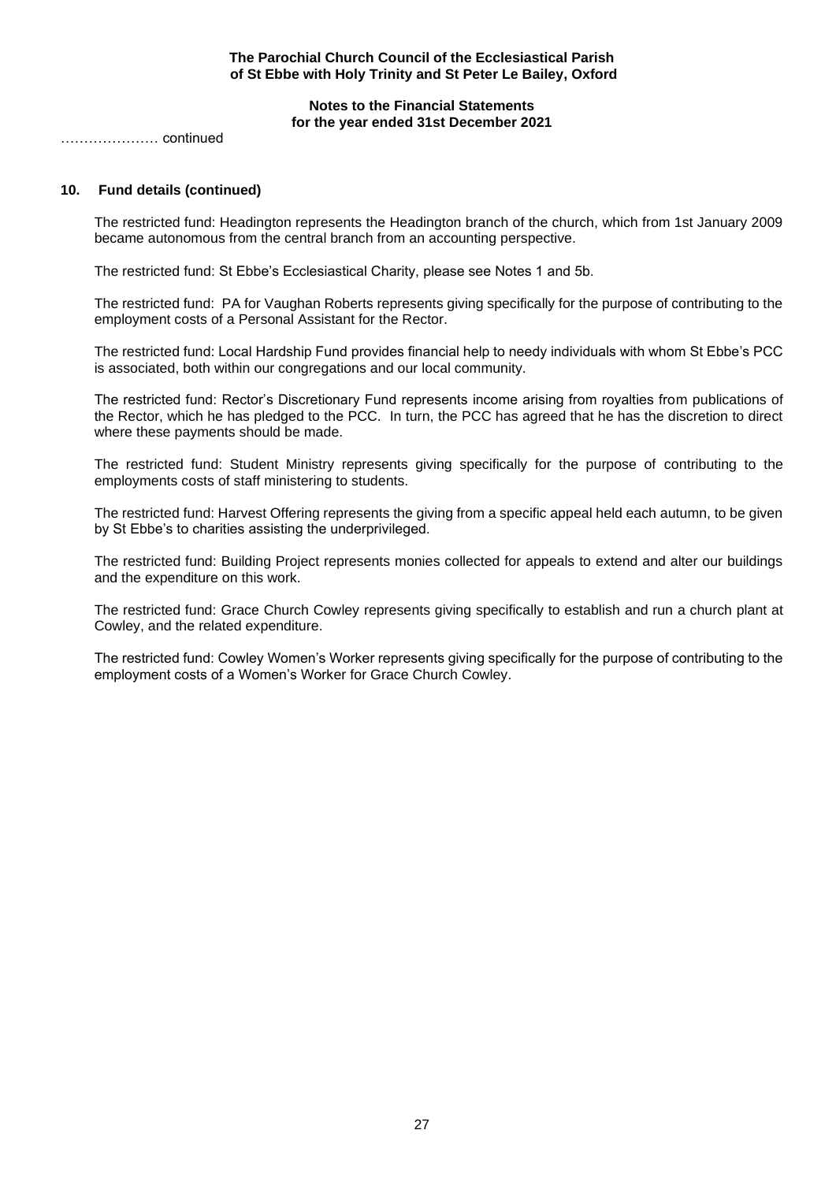………………… continued

## 10. Fund details (continued)

The restricted fund: Headington represents the Headington branch of the church, which from 1st January 2009 became autonomous from the central branch from an accounting perspective.

The restricted fund: St Ebbe's Ecclesiastical Charity, please see Notes 1 and 5b.

The restricted fund: PA for Vaughan Roberts represents giving specifically for the purpose of contributing to the employment costs of a Personal Assistant for the Rector.

The restricted fund: Local Hardship Fund provides financial help to needy individuals with whom St Ebbe's PCC is associated, both within our congregations and our local community.

The restricted fund: Rector's Discretionary Fund represents income arising from royalties from publications of the Rector, which he has pledged to the PCC. In turn, the PCC has agreed that he has the discretion to direct where these payments should be made.

The restricted fund: Student Ministry represents giving specifically for the purpose of contributing to the employments costs of staff ministering to students.

The restricted fund: Harvest Offering represents the giving from a specific appeal held each autumn, to be given by St Ebbe's to charities assisting the underprivileged.

The restricted fund: Building Project represents monies collected for appeals to extend and alter our buildings and the expenditure on this work.

The restricted fund: Grace Church Cowley represents giving specifically to establish and run a church plant at Cowley, and the related expenditure.

The restricted fund: Cowley Women's Worker represents giving specifically for the purpose of contributing to the employment costs of a Women's Worker for Grace Church Cowley.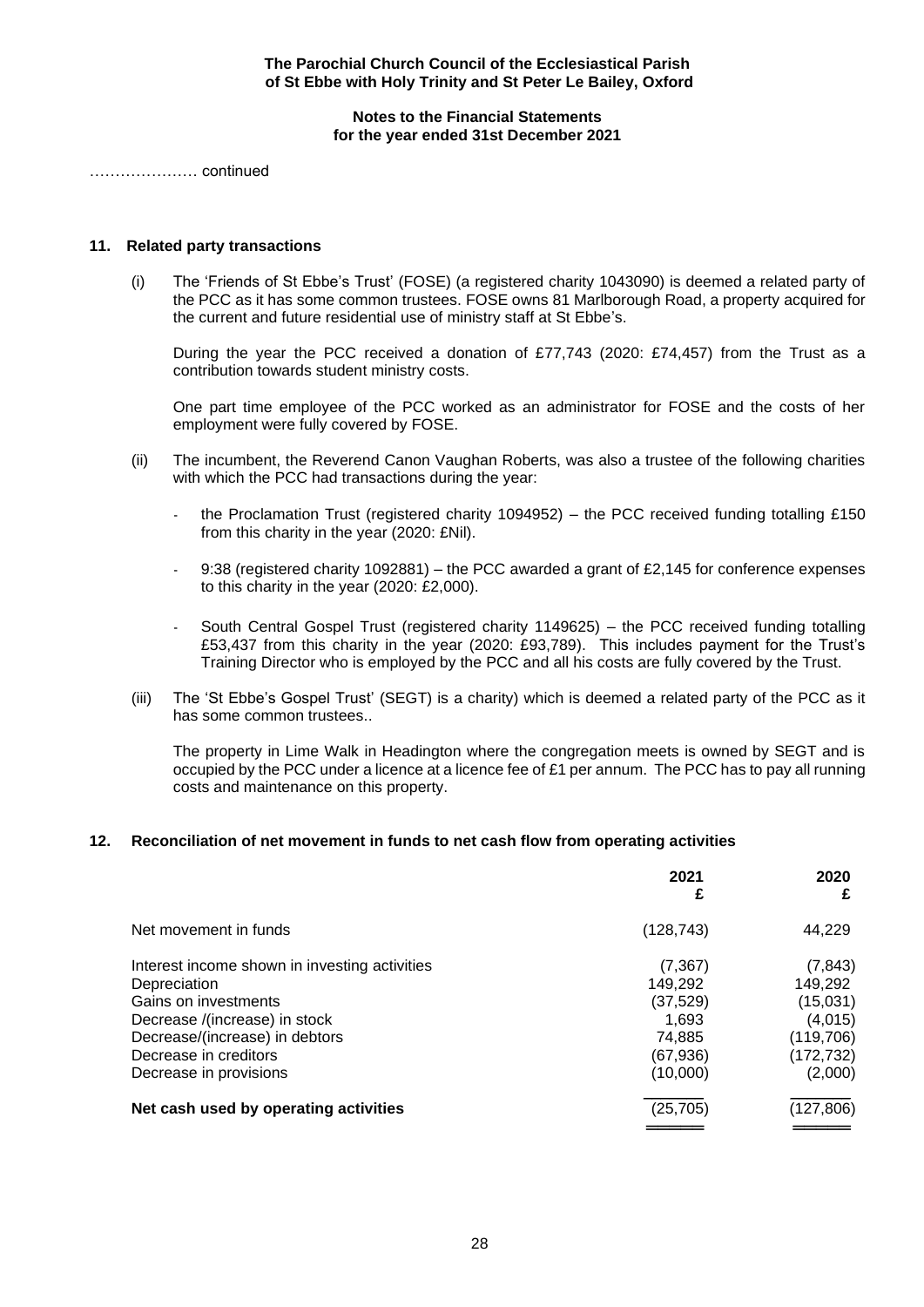…………………. continued

## 11. Related party transactions

(i) The 'Friends of St Ebbe's Trust' (FOSE) (a registered charity 1043090) is deemed a related party of the PCC as it has some common trustees. FOSE owns 81 Marlborough Road, a property acquired for the current and future residential use of ministry staff at St Ebbe's.

During the year the PCC received a donation of £77,743 (2020: £74,457) from the Trust as a contribution towards student ministry costs.

One part time employee of the PCC worked as an administrator for FOSE and the costs of her employment were fully covered by FOSE.

(ii) The incumbent, the Reverend Canon Vaughan Roberts, was also a trustee of the following charities with which the PCC had transactions during the year:

- the Proclamation Trust (registered charity 1094952) – the PCC received funding totalling £150 from this charity in the year (2020: £Nil).
- 9:38 (registered charity 1092881) – the PCC awarded a grant of £2,145 for conference expenses to this charity in the year (2020: £2,000).
- South Central Gospel Trust (registered charity 1149625) – the PCC received funding totalling £53,437 from this charity in the year (2020: £93,789). This includes payment for the Trust's Training Director who is employed by the PCC and all his costs are fully covered by the Trust.

(iii) The 'St Ebbe's Gospel Trust' (SEGT) is a charity) which is deemed a related party of the PCC as it has some common trustees..

The property in Lime Walk in Headington where the congregation meets is owned by SEGT and is occupied by the PCC under a licence at a licence fee of £1 per annum. The PCC has to pay all running costs and maintenance on this property.

## 12. Reconciliation of net movement in funds to net cash flow from operating activities

| | 2021 £ | 2020 £ |
|---|---|---|
| Net movement in funds | (128,743) | 44,229 |
| Interest income shown in investing activities | (7,367) | (7,843) |
| Depreciation | 149,292 | 149,292 |
| Gains on investments | (37,529) | (15,031) |
| Decrease /(increase) in stock | 1,693 | (4,015) |
| Decrease/(increase) in debtors | 74,885 | (119,706) |
| Decrease in creditors | (67,936) | (172,732) |
| Decrease in provisions | (10,000) | (2,000) |
| **Net cash used by operating activities** | (25,705) | (127,806) |